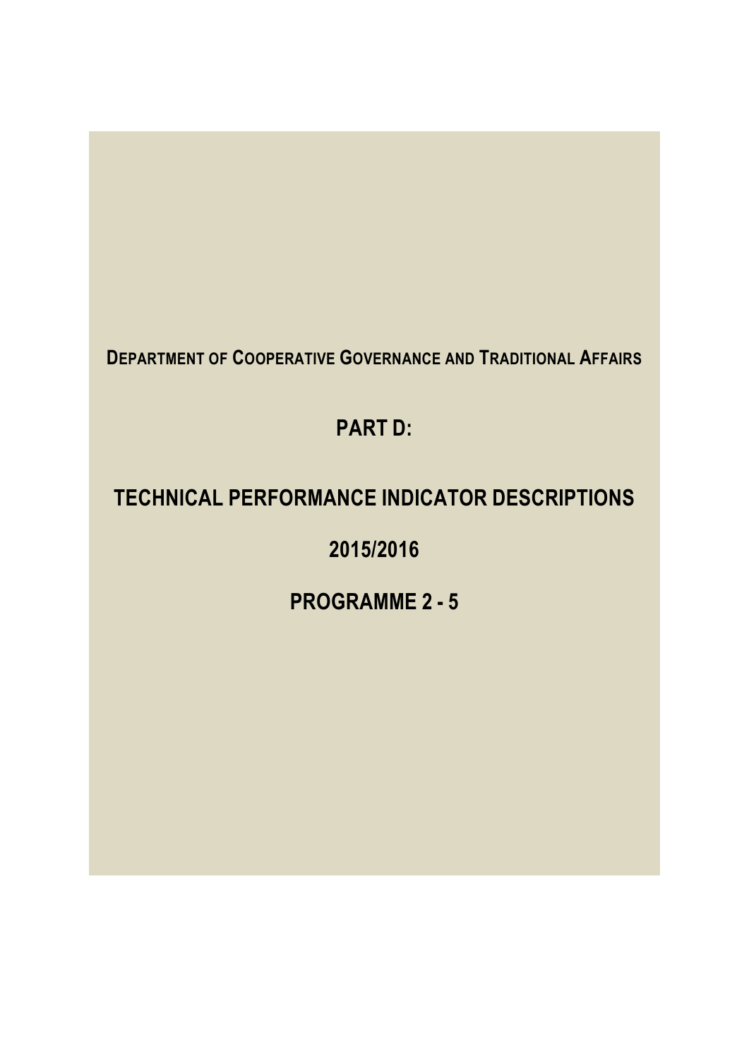**DEPARTMENT OF COOPERATIVE GOVERNANCE AND TRADITIONAL AFFAIRS**

# PART D:

# TECHNICAL PERFORMANCE INDICATOR DESCRIPTIONS

# 2015/2016

# PROGRAMME 2 - 5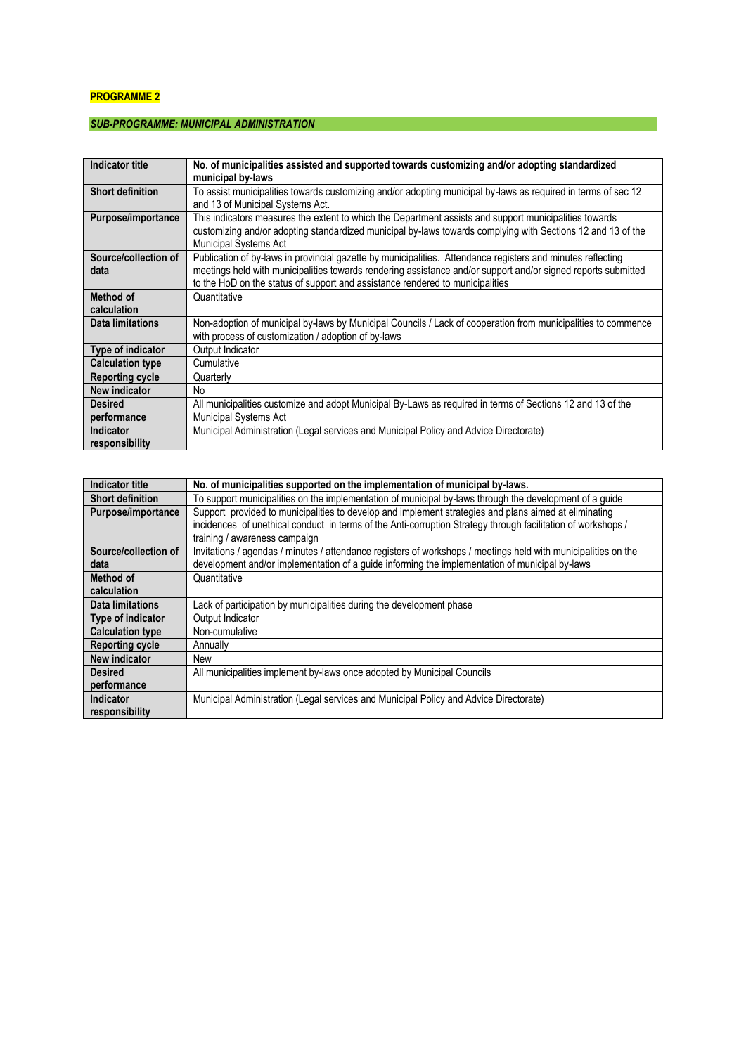**PROGRAMME 2**

***SUB-PROGRAMME: MUNICIPAL ADMINISTRATION***

| | |
|---|---|
| **Indicator title** | **No. of municipalities assisted and supported towards customizing and/or adopting standardized municipal by-laws** |
| **Short definition** | To assist municipalities towards customizing and/or adopting municipal by-laws as required in terms of sec 12 and 13 of Municipal Systems Act. |
| **Purpose/importance** | This indicators measures the extent to which the Department assists and support municipalities towards customizing and/or adopting standardized municipal by-laws towards complying with Sections 12 and 13 of the Municipal Systems Act |
| **Source/collection of data** | Publication of by-laws in provincial gazette by municipalities. Attendance registers and minutes reflecting meetings held with municipalities towards rendering assistance and/or support and/or signed reports submitted to the HoD on the status of support and assistance rendered to municipalities |
| **Method of calculation** | Quantitative |
| **Data limitations** | Non-adoption of municipal by-laws by Municipal Councils / Lack of cooperation from municipalities to commence with process of customization / adoption of by-laws |
| **Type of indicator** | Output Indicator |
| **Calculation type** | Cumulative |
| **Reporting cycle** | Quarterly |
| **New indicator** | No |
| **Desired performance** | All municipalities customize and adopt Municipal By-Laws as required in terms of Sections 12 and 13 of the Municipal Systems Act |
| **Indicator responsibility** | Municipal Administration (Legal services and Municipal Policy and Advice Directorate) |

| | |
|---|---|
| **Indicator title** | **No. of municipalities supported on the implementation of municipal by-laws.** |
| **Short definition** | To support municipalities on the implementation of municipal by-laws through the development of a guide |
| **Purpose/importance** | Support provided to municipalities to develop and implement strategies and plans aimed at eliminating incidences of unethical conduct in terms of the Anti-corruption Strategy through facilitation of workshops / training / awareness campaign |
| **Source/collection of data** | Invitations / agendas / minutes / attendance registers of workshops / meetings held with municipalities on the development and/or implementation of a guide informing the implementation of municipal by-laws |
| **Method of calculation** | Quantitative |
| **Data limitations** | Lack of participation by municipalities during the development phase |
| **Type of indicator** | Output Indicator |
| **Calculation type** | Non-cumulative |
| **Reporting cycle** | Annually |
| **New indicator** | New |
| **Desired performance** | All municipalities implement by-laws once adopted by Municipal Councils |
| **Indicator responsibility** | Municipal Administration (Legal services and Municipal Policy and Advice Directorate) |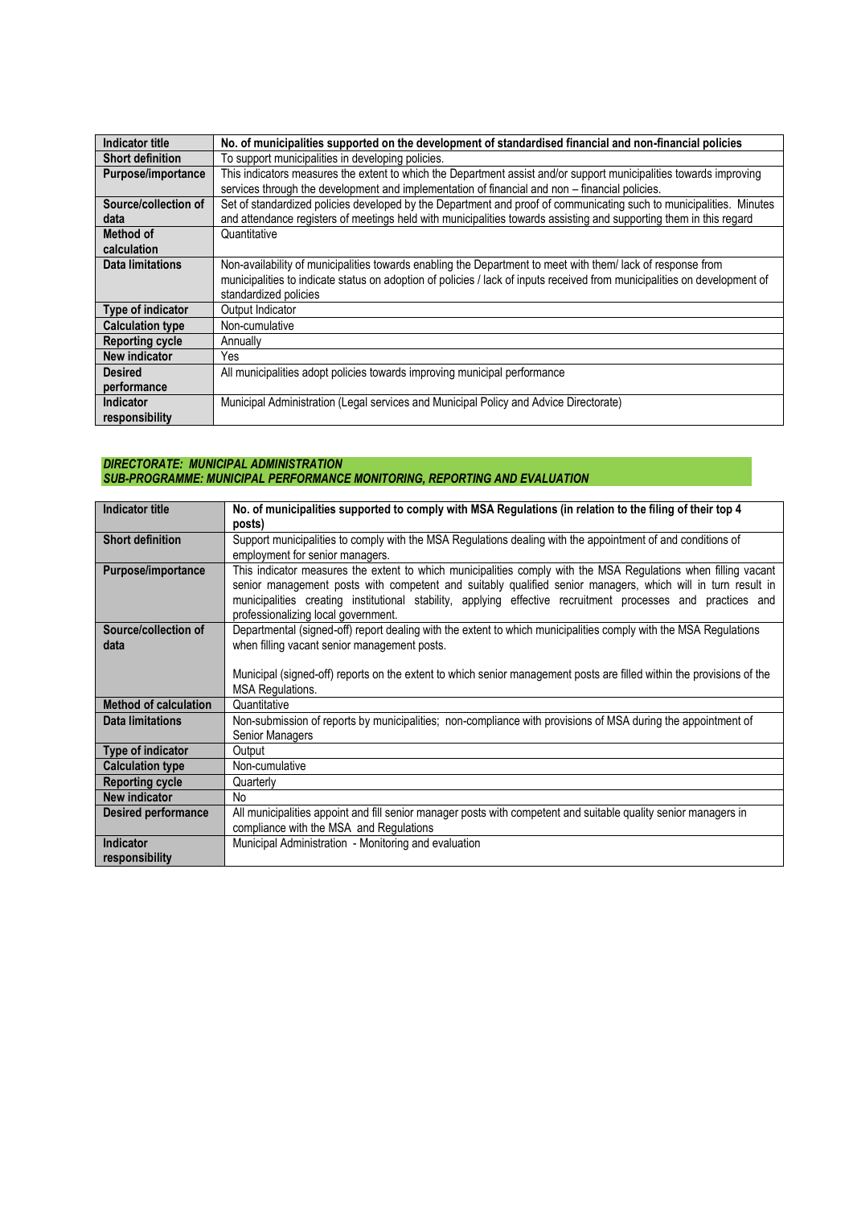| Indicator title | No. of municipalities supported on the development of standardised financial and non-financial policies |
|---|---|
| Short definition | To support municipalities in developing policies. |
| Purpose/importance | This indicators measures the extent to which the Department assist and/or support municipalities towards improving services through the development and implementation of financial and non – financial policies. |
| Source/collection of data | Set of standardized policies developed by the Department and proof of communicating such to municipalities. Minutes and attendance registers of meetings held with municipalities towards assisting and supporting them in this regard |
| Method of calculation | Quantitative |
| Data limitations | Non-availability of municipalities towards enabling the Department to meet with them/ lack of response from municipalities to indicate status on adoption of policies / lack of inputs received from municipalities on development of standardized policies |
| Type of indicator | Output Indicator |
| Calculation type | Non-cumulative |
| Reporting cycle | Annually |
| New indicator | Yes |
| Desired performance | All municipalities adopt policies towards improving municipal performance |
| Indicator responsibility | Municipal Administration (Legal services and Municipal Policy and Advice Directorate) |

***DIRECTORATE: MUNICIPAL ADMINISTRATION***
***SUB-PROGRAMME: MUNICIPAL PERFORMANCE MONITORING, REPORTING AND EVALUATION***

| Indicator title | No. of municipalities supported to comply with MSA Regulations (in relation to the filing of their top 4 posts) |
|---|---|
| Short definition | Support municipalities to comply with the MSA Regulations dealing with the appointment of and conditions of employment for senior managers. |
| Purpose/importance | This indicator measures the extent to which municipalities comply with the MSA Regulations when filling vacant senior management posts with competent and suitably qualified senior managers, which will in turn result in municipalities creating institutional stability, applying effective recruitment processes and practices and professionalizing local government. |
| Source/collection of data | Departmental (signed-off) report dealing with the extent to which municipalities comply with the MSA Regulations when filling vacant senior management posts.<br><br>Municipal (signed-off) reports on the extent to which senior management posts are filled within the provisions of the MSA Regulations. |
| Method of calculation | Quantitative |
| Data limitations | Non-submission of reports by municipalities; non-compliance with provisions of MSA during the appointment of Senior Managers |
| Type of indicator | Output |
| Calculation type | Non-cumulative |
| Reporting cycle | Quarterly |
| New indicator | No |
| Desired performance | All municipalities appoint and fill senior manager posts with competent and suitable quality senior managers in compliance with the MSA and Regulations |
| Indicator responsibility | Municipal Administration - Monitoring and evaluation |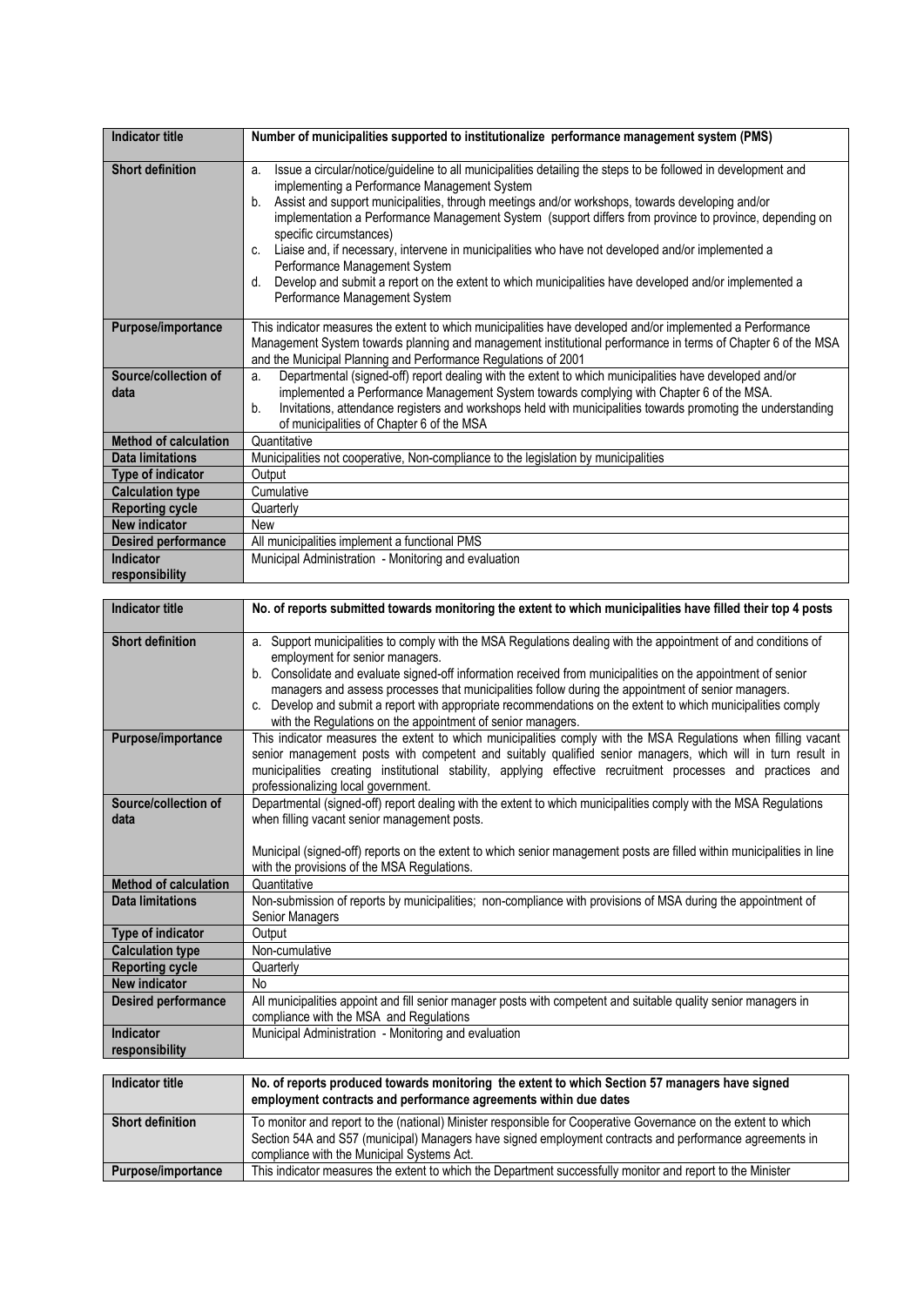| Indicator title | Number of municipalities supported to institutionalize performance management system (PMS) |
|---|---|
| Short definition | a. Issue a circular/notice/guideline to all municipalities detailing the steps to be followed in development and implementing a Performance Management System<br>b. Assist and support municipalities, through meetings and/or workshops, towards developing and/or implementation a Performance Management System (support differs from province to province, depending on specific circumstances)<br>c. Liaise and, if necessary, intervene in municipalities who have not developed and/or implemented a Performance Management System<br>d. Develop and submit a report on the extent to which municipalities have developed and/or implemented a Performance Management System |
| Purpose/importance | This indicator measures the extent to which municipalities have developed and/or implemented a Performance Management System towards planning and management institutional performance in terms of Chapter 6 of the MSA and the Municipal Planning and Performance Regulations of 2001 |
| Source/collection of data | a. Departmental (signed-off) report dealing with the extent to which municipalities have developed and/or implemented a Performance Management System towards complying with Chapter 6 of the MSA.<br>b. Invitations, attendance registers and workshops held with municipalities towards promoting the understanding of municipalities of Chapter 6 of the MSA |
| Method of calculation | Quantitative |
| Data limitations | Municipalities not cooperative, Non-compliance to the legislation by municipalities |
| Type of indicator | Output |
| Calculation type | Cumulative |
| Reporting cycle | Quarterly |
| New indicator | New |
| Desired performance | All municipalities implement a functional PMS |
| Indicator responsibility | Municipal Administration - Monitoring and evaluation |

| Indicator title | No. of reports submitted towards monitoring the extent to which municipalities have filled their top 4 posts |
|---|---|
| Short definition | a. Support municipalities to comply with the MSA Regulations dealing with the appointment of and conditions of employment for senior managers.<br>b. Consolidate and evaluate signed-off information received from municipalities on the appointment of senior managers and assess processes that municipalities follow during the appointment of senior managers.<br>c. Develop and submit a report with appropriate recommendations on the extent to which municipalities comply with the Regulations on the appointment of senior managers. |
| Purpose/importance | This indicator measures the extent to which municipalities comply with the MSA Regulations when filling vacant senior management posts with competent and suitably qualified senior managers, which will in turn result in municipalities creating institutional stability, applying effective recruitment processes and practices and professionalizing local government. |
| Source/collection of data | Departmental (signed-off) report dealing with the extent to which municipalities comply with the MSA Regulations when filling vacant senior management posts.<br><br>Municipal (signed-off) reports on the extent to which senior management posts are filled within municipalities in line with the provisions of the MSA Regulations. |
| Method of calculation | Quantitative |
| Data limitations | Non-submission of reports by municipalities; non-compliance with provisions of MSA during the appointment of Senior Managers |
| Type of indicator | Output |
| Calculation type | Non-cumulative |
| Reporting cycle | Quarterly |
| New indicator | No |
| Desired performance | All municipalities appoint and fill senior manager posts with competent and suitable quality senior managers in compliance with the MSA and Regulations |
| Indicator responsibility | Municipal Administration - Monitoring and evaluation |

| Indicator title | No. of reports produced towards monitoring the extent to which Section 57 managers have signed employment contracts and performance agreements within due dates |
|---|---|
| Short definition | To monitor and report to the (national) Minister responsible for Cooperative Governance on the extent to which Section 54A and S57 (municipal) Managers have signed employment contracts and performance agreements in compliance with the Municipal Systems Act. |
| Purpose/importance | This indicator measures the extent to which the Department successfully monitor and report to the Minister |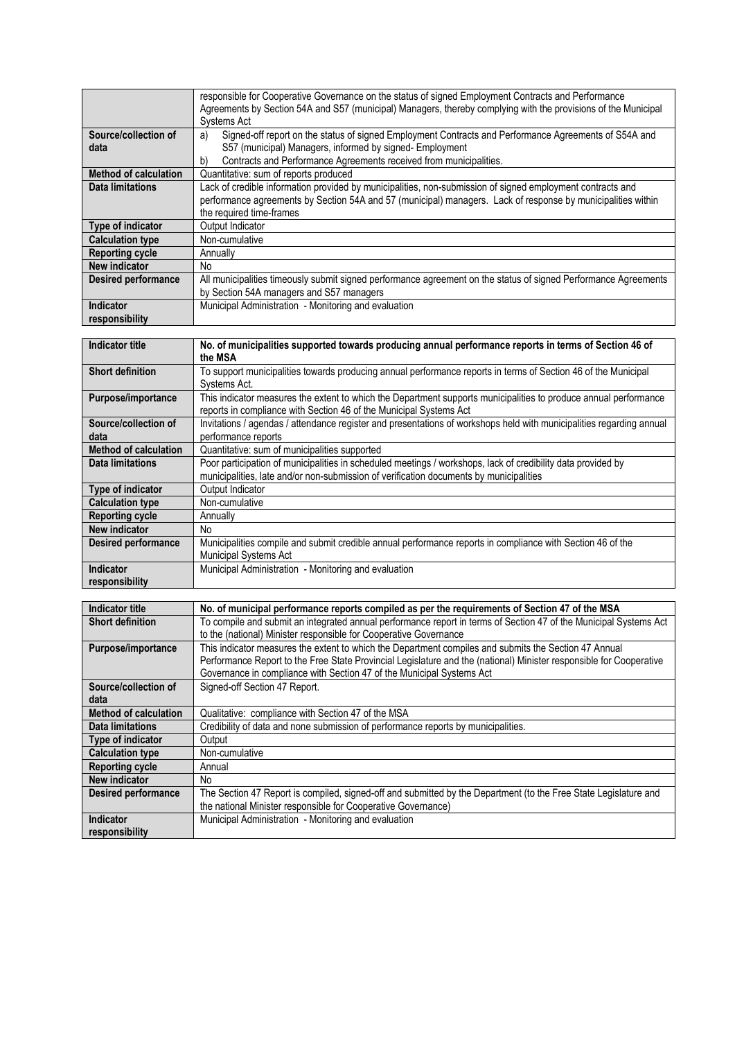| | |
|---|---|
| | responsible for Cooperative Governance on the status of signed Employment Contracts and Performance Agreements by Section 54A and S57 (municipal) Managers, thereby complying with the provisions of the Municipal Systems Act |
| **Source/collection of data** | a) Signed-off report on the status of signed Employment Contracts and Performance Agreements of S54A and S57 (municipal) Managers, informed by signed- Employment<br>b) Contracts and Performance Agreements received from municipalities. |
| **Method of calculation** | Quantitative: sum of reports produced |
| **Data limitations** | Lack of credible information provided by municipalities, non-submission of signed employment contracts and performance agreements by Section 54A and 57 (municipal) managers. Lack of response by municipalities within the required time-frames |
| **Type of indicator** | Output Indicator |
| **Calculation type** | Non-cumulative |
| **Reporting cycle** | Annually |
| **New indicator** | No |
| **Desired performance** | All municipalities timeously submit signed performance agreement on the status of signed Performance Agreements by Section 54A managers and S57 managers |
| **Indicator responsibility** | Municipal Administration - Monitoring and evaluation |

| **Indicator title** | **No. of municipalities supported towards producing annual performance reports in terms of Section 46 of the MSA** |
|---|---|
| **Short definition** | To support municipalities towards producing annual performance reports in terms of Section 46 of the Municipal Systems Act. |
| **Purpose/importance** | This indicator measures the extent to which the Department supports municipalities to produce annual performance reports in compliance with Section 46 of the Municipal Systems Act |
| **Source/collection of data** | Invitations / agendas / attendance register and presentations of workshops held with municipalities regarding annual performance reports |
| **Method of calculation** | Quantitative: sum of municipalities supported |
| **Data limitations** | Poor participation of municipalities in scheduled meetings / workshops, lack of credibility data provided by municipalities, late and/or non-submission of verification documents by municipalities |
| **Type of indicator** | Output Indicator |
| **Calculation type** | Non-cumulative |
| **Reporting cycle** | Annually |
| **New indicator** | No |
| **Desired performance** | Municipalities compile and submit credible annual performance reports in compliance with Section 46 of the Municipal Systems Act |
| **Indicator responsibility** | Municipal Administration - Monitoring and evaluation |

| **Indicator title** | **No. of municipal performance reports compiled as per the requirements of Section 47 of the MSA** |
|---|---|
| **Short definition** | To compile and submit an integrated annual performance report in terms of Section 47 of the Municipal Systems Act to the (national) Minister responsible for Cooperative Governance |
| **Purpose/importance** | This indicator measures the extent to which the Department compiles and submits the Section 47 Annual Performance Report to the Free State Provincial Legislature and the (national) Minister responsible for Cooperative Governance in compliance with Section 47 of the Municipal Systems Act |
| **Source/collection of data** | Signed-off Section 47 Report. |
| **Method of calculation** | Qualitative: compliance with Section 47 of the MSA |
| **Data limitations** | Credibility of data and none submission of performance reports by municipalities. |
| **Type of indicator** | Output |
| **Calculation type** | Non-cumulative |
| **Reporting cycle** | Annual |
| **New indicator** | No |
| **Desired performance** | The Section 47 Report is compiled, signed-off and submitted by the Department (to the Free State Legislature and the national Minister responsible for Cooperative Governance) |
| **Indicator responsibility** | Municipal Administration - Monitoring and evaluation |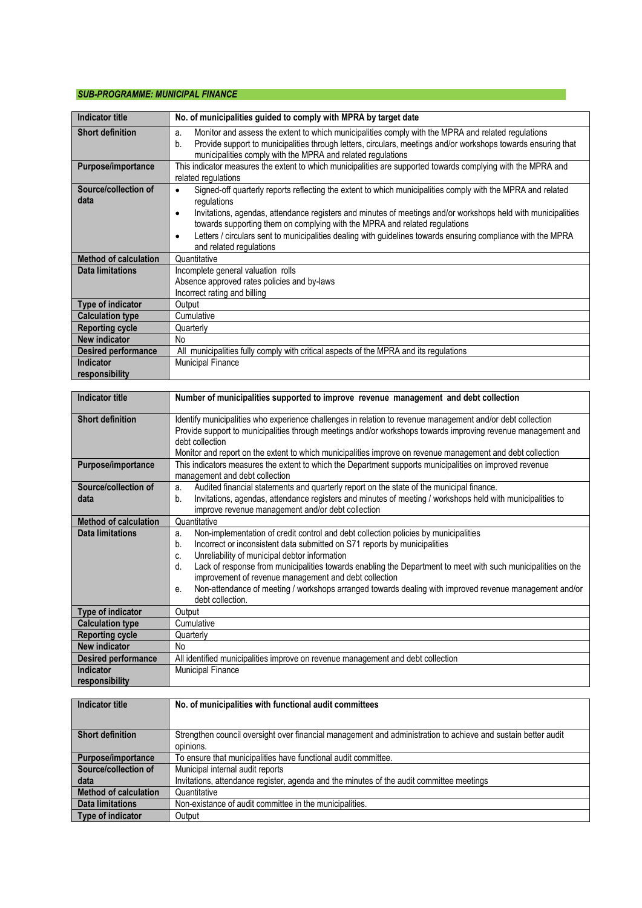***SUB-PROGRAMME: MUNICIPAL FINANCE***

| **Indicator title** | **No. of municipalities guided to comply with MPRA by target date** |
|---|---|
| **Short definition** | a. Monitor and assess the extent to which municipalities comply with the MPRA and related regulations<br>b. Provide support to municipalities through letters, circulars, meetings and/or workshops towards ensuring that municipalities comply with the MPRA and related regulations |
| **Purpose/importance** | This indicator measures the extent to which municipalities are supported towards complying with the MPRA and related regulations |
| **Source/collection of data** | • Signed-off quarterly reports reflecting the extent to which municipalities comply with the MPRA and related regulations<br>• Invitations, agendas, attendance registers and minutes of meetings and/or workshops held with municipalities towards supporting them on complying with the MPRA and related regulations<br>• Letters / circulars sent to municipalities dealing with guidelines towards ensuring compliance with the MPRA and related regulations |
| **Method of calculation** | Quantitative |
| **Data limitations** | Incomplete general valuation rolls<br>Absence approved rates policies and by-laws<br>Incorrect rating and billing |
| **Type of indicator** | Output |
| **Calculation type** | Cumulative |
| **Reporting cycle** | Quarterly |
| **New indicator** | No |
| **Desired performance** | All municipalities fully comply with critical aspects of the MPRA and its regulations |
| **Indicator responsibility** | Municipal Finance |

| **Indicator title** | **Number of municipalities supported to improve revenue management and debt collection** |
|---|---|
| **Short definition** | Identify municipalities who experience challenges in relation to revenue management and/or debt collection<br>Provide support to municipalities through meetings and/or workshops towards improving revenue management and debt collection<br>Monitor and report on the extent to which municipalities improve on revenue management and debt collection |
| **Purpose/importance** | This indicators measures the extent to which the Department supports municipalities on improved revenue management and debt collection |
| **Source/collection of data** | a. Audited financial statements and quarterly report on the state of the municipal finance.<br>b. Invitations, agendas, attendance registers and minutes of meeting / workshops held with municipalities to improve revenue management and/or debt collection |
| **Method of calculation** | Quantitative |
| **Data limitations** | a. Non-implementation of credit control and debt collection policies by municipalities<br>b. Incorrect or inconsistent data submitted on S71 reports by municipalities<br>c. Unreliability of municipal debtor information<br>d. Lack of response from municipalities towards enabling the Department to meet with such municipalities on the improvement of revenue management and debt collection<br>e. Non-attendance of meeting / workshops arranged towards dealing with improved revenue management and/or debt collection. |
| **Type of indicator** | Output |
| **Calculation type** | Cumulative |
| **Reporting cycle** | Quarterly |
| **New indicator** | No |
| **Desired performance** | All identified municipalities improve on revenue management and debt collection |
| **Indicator responsibility** | Municipal Finance |

| **Indicator title** | **No. of municipalities with functional audit committees** |
|---|---|
| **Short definition** | Strengthen council oversight over financial management and administration to achieve and sustain better audit opinions. |
| **Purpose/importance** | To ensure that municipalities have functional audit committee. |
| **Source/collection of data** | Municipal internal audit reports<br>Invitations, attendance register, agenda and the minutes of the audit committee meetings |
| **Method of calculation** | Quantitative |
| **Data limitations** | Non-existance of audit committee in the municipalities. |
| **Type of indicator** | Output |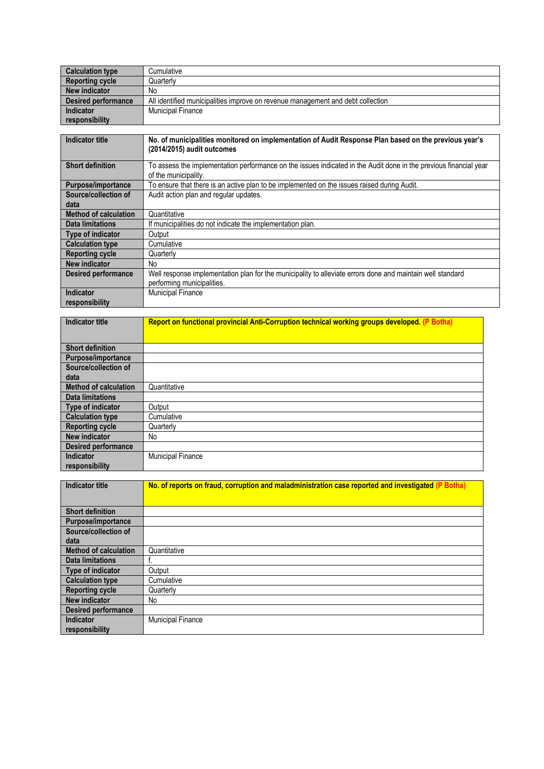| | |
|---|---|
| **Calculation type** | Cumulative |
| **Reporting cycle** | Quarterly |
| **New indicator** | No |
| **Desired performance** | All identified municipalities improve on revenue management and debt collection |
| **Indicator responsibility** | Municipal Finance |

| | |
|---|---|
| **Indicator title** | **No. of municipalities monitored on implementation of Audit Response Plan based on the previous year's (2014/2015) audit outcomes** |
| **Short definition** | To assess the implementation performance on the issues indicated in the Audit done in the previous financial year of the municipality. |
| **Purpose/importance** | To ensure that there is an active plan to be implemented on the issues raised during Audit. |
| **Source/collection of data** | Audit action plan and regular updates. |
| **Method of calculation** | Quantitative |
| **Data limitations** | If municipalities do not indicate the implementation plan. |
| **Type of indicator** | Output |
| **Calculation type** | Cumulative |
| **Reporting cycle** | Quarterly |
| **New indicator** | No |
| **Desired performance** | Well response implementation plan for the municipality to alleviate errors done and maintain well standard performing municipalities. |
| **Indicator responsibility** | Municipal Finance |

| | |
|---|---|
| **Indicator title** | **Report on functional provincial Anti-Corruption technical working groups developed. (P Botha)** |
| **Short definition** | |
| **Purpose/importance** | |
| **Source/collection of data** | |
| **Method of calculation** | Quantitative |
| **Data limitations** | |
| **Type of indicator** | Output |
| **Calculation type** | Cumulative |
| **Reporting cycle** | Quarterly |
| **New indicator** | No |
| **Desired performance** | |
| **Indicator responsibility** | Municipal Finance |

| | |
|---|---|
| **Indicator title** | **No. of reports on fraud, corruption and maladministration case reported and investigated (P Botha)** |
| **Short definition** | |
| **Purpose/importance** | |
| **Source/collection of data** | |
| **Method of calculation** | Quantitative |
| **Data limitations** | f. |
| **Type of indicator** | Output |
| **Calculation type** | Cumulative |
| **Reporting cycle** | Quarterly |
| **New indicator** | No |
| **Desired performance** | |
| **Indicator responsibility** | Municipal Finance |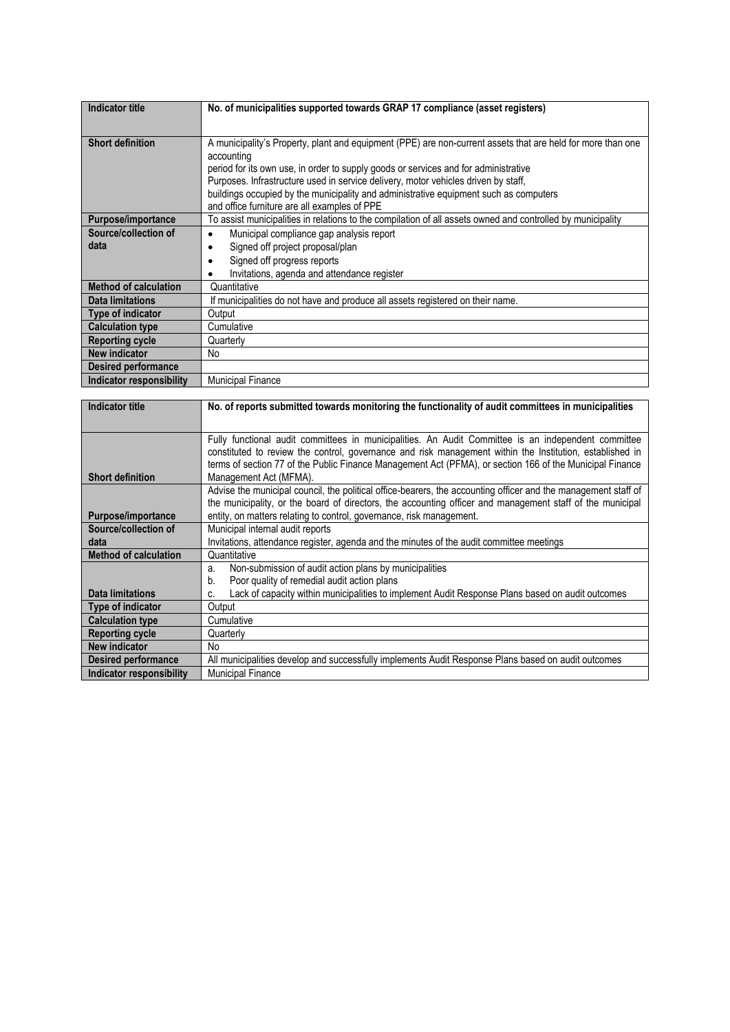| | |
|---|---|
| **Indicator title** | **No. of municipalities supported towards GRAP 17 compliance (asset registers)** |
| **Short definition** | A municipality's Property, plant and equipment (PPE) are non-current assets that are held for more than one accounting period for its own use, in order to supply goods or services and for administrative Purposes. Infrastructure used in service delivery, motor vehicles driven by staff, buildings occupied by the municipality and administrative equipment such as computers and office furniture are all examples of PPE |
| **Purpose/importance** | To assist municipalities in relations to the compilation of all assets owned and controlled by municipality |
| **Source/collection of data** | • Municipal compliance gap analysis report<br>• Signed off project proposal/plan<br>• Signed off progress reports<br>• Invitations, agenda and attendance register |
| **Method of calculation** | Quantitative |
| **Data limitations** | If municipalities do not have and produce all assets registered on their name. |
| **Type of indicator** | Output |
| **Calculation type** | Cumulative |
| **Reporting cycle** | Quarterly |
| **New indicator** | No |
| **Desired performance** | |
| **Indicator responsibility** | Municipal Finance |

| | |
|---|---|
| **Indicator title** | **No. of reports submitted towards monitoring the functionality of audit committees in municipalities** |
| **Short definition** | Fully functional audit committees in municipalities. An Audit Committee is an independent committee constituted to review the control, governance and risk management within the Institution, established in terms of section 77 of the Public Finance Management Act (PFMA), or section 166 of the Municipal Finance Management Act (MFMA). |
| **Purpose/importance** | Advise the municipal council, the political office-bearers, the accounting officer and the management staff of the municipality, or the board of directors, the accounting officer and management staff of the municipal entity, on matters relating to control, governance, risk management. |
| **Source/collection of data** | Municipal internal audit reports<br>Invitations, attendance register, agenda and the minutes of the audit committee meetings |
| **Method of calculation** | Quantitative |
| **Data limitations** | a. Non-submission of audit action plans by municipalities<br>b. Poor quality of remedial audit action plans<br>c. Lack of capacity within municipalities to implement Audit Response Plans based on audit outcomes |
| **Type of indicator** | Output |
| **Calculation type** | Cumulative |
| **Reporting cycle** | Quarterly |
| **New indicator** | No |
| **Desired performance** | All municipalities develop and successfully implements Audit Response Plans based on audit outcomes |
| **Indicator responsibility** | Municipal Finance |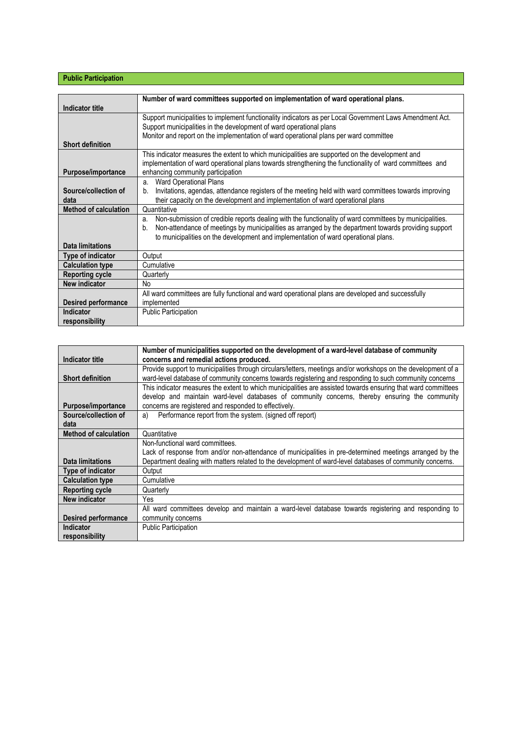**Public Participation**

| | |
|---|---|
| **Indicator title** | **Number of ward committees supported on implementation of ward operational plans.** |
| **Short definition** | Support municipalities to implement functionality indicators as per Local Government Laws Amendment Act.<br>Support municipalities in the development of ward operational plans<br>Monitor and report on the implementation of ward operational plans per ward committee |
| **Purpose/importance** | This indicator measures the extent to which municipalities are supported on the development and implementation of ward operational plans towards strengthening the functionality of ward committees and enhancing community participation |
| **Source/collection of data** | a. Ward Operational Plans<br>b. Invitations, agendas, attendance registers of the meeting held with ward committees towards improving their capacity on the development and implementation of ward operational plans |
| **Method of calculation** | Quantitative |
| **Data limitations** | a. Non-submission of credible reports dealing with the functionality of ward committees by municipalities.<br>b. Non-attendance of meetings by municipalities as arranged by the department towards providing support to municipalities on the development and implementation of ward operational plans. |
| **Type of indicator** | Output |
| **Calculation type** | Cumulative |
| **Reporting cycle** | Quarterly |
| **New indicator** | No |
| **Desired performance** | All ward committees are fully functional and ward operational plans are developed and successfully implemented |
| **Indicator responsibility** | Public Participation |

| | |
|---|---|
| **Indicator title** | **Number of municipalities supported on the development of a ward-level database of community concerns and remedial actions produced.** |
| **Short definition** | Provide support to municipalities through circulars/letters, meetings and/or workshops on the development of a ward-level database of community concerns towards registering and responding to such community concerns |
| **Purpose/importance** | This indicator measures the extent to which municipalities are assisted towards ensuring that ward committees develop and maintain ward-level databases of community concerns, thereby ensuring the community concerns are registered and responded to effectively. |
| **Source/collection of data** | a) Performance report from the system. (signed off report) |
| **Method of calculation** | Quantitative |
| **Data limitations** | Non-functional ward committees.<br>Lack of response from and/or non-attendance of municipalities in pre-determined meetings arranged by the Department dealing with matters related to the development of ward-level databases of community concerns. |
| **Type of indicator** | Output |
| **Calculation type** | Cumulative |
| **Reporting cycle** | Quarterly |
| **New indicator** | Yes |
| **Desired performance** | All ward committees develop and maintain a ward-level database towards registering and responding to community concerns |
| **Indicator responsibility** | Public Participation |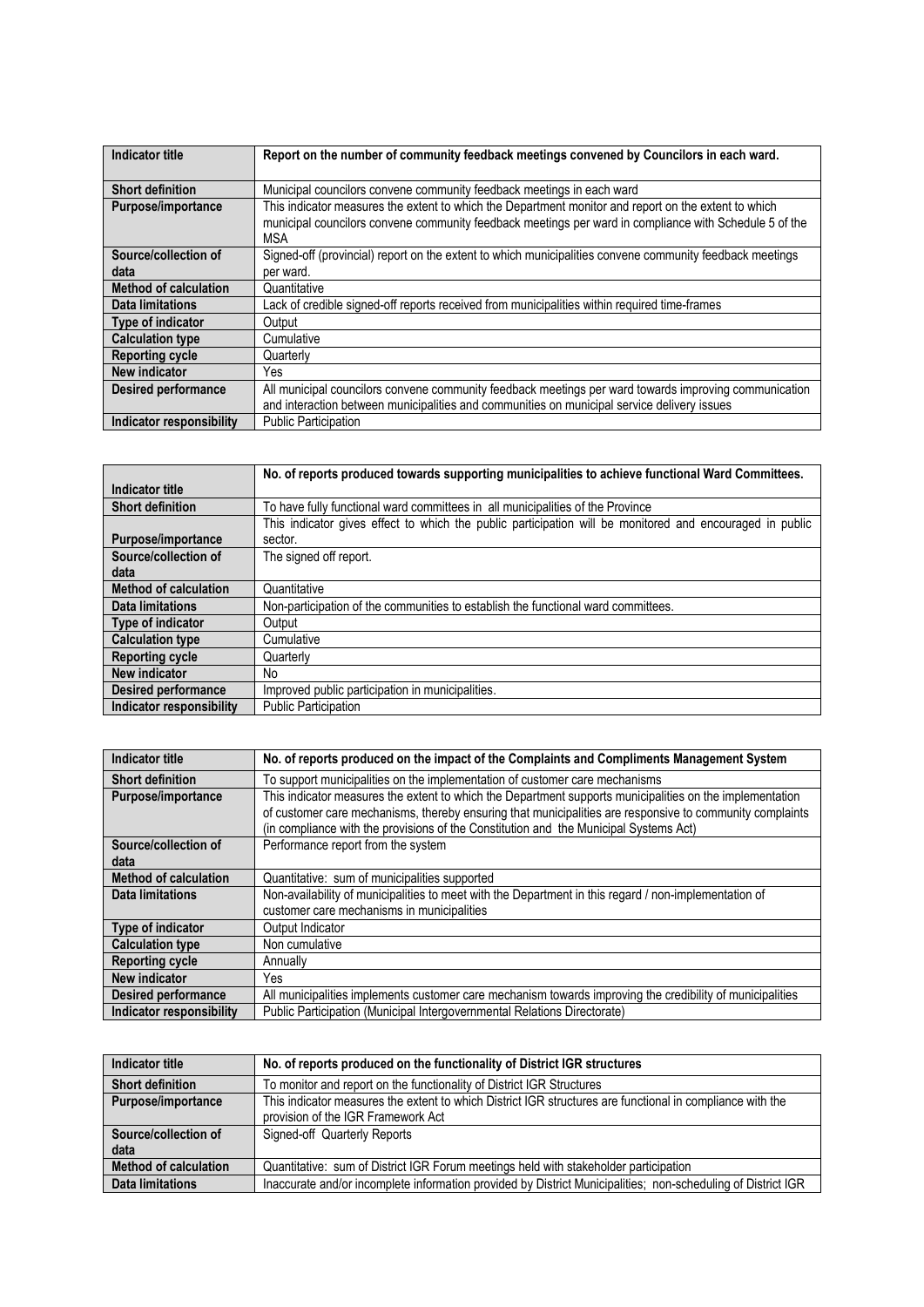| Indicator title | Report on the number of community feedback meetings convened by Councilors in each ward. |
|---|---|
| Short definition | Municipal councilors convene community feedback meetings in each ward |
| Purpose/importance | This indicator measures the extent to which the Department monitor and report on the extent to which municipal councilors convene community feedback meetings per ward in compliance with Schedule 5 of the MSA |
| Source/collection of data | Signed-off (provincial) report on the extent to which municipalities convene community feedback meetings per ward. |
| Method of calculation | Quantitative |
| Data limitations | Lack of credible signed-off reports received from municipalities within required time-frames |
| Type of indicator | Output |
| Calculation type | Cumulative |
| Reporting cycle | Quarterly |
| New indicator | Yes |
| Desired performance | All municipal councilors convene community feedback meetings per ward towards improving communication and interaction between municipalities and communities on municipal service delivery issues |
| Indicator responsibility | Public Participation |

| Indicator title | No. of reports produced towards supporting municipalities to achieve functional Ward Committees. |
|---|---|
| Short definition | To have fully functional ward committees in all municipalities of the Province |
| Purpose/importance | This indicator gives effect to which the public participation will be monitored and encouraged in public sector. |
| Source/collection of data | The signed off report. |
| Method of calculation | Quantitative |
| Data limitations | Non-participation of the communities to establish the functional ward committees. |
| Type of indicator | Output |
| Calculation type | Cumulative |
| Reporting cycle | Quarterly |
| New indicator | No |
| Desired performance | Improved public participation in municipalities. |
| Indicator responsibility | Public Participation |

| Indicator title | No. of reports produced on the impact of the Complaints and Compliments Management System |
|---|---|
| Short definition | To support municipalities on the implementation of customer care mechanisms |
| Purpose/importance | This indicator measures the extent to which the Department supports municipalities on the implementation of customer care mechanisms, thereby ensuring that municipalities are responsive to community complaints (in compliance with the provisions of the Constitution and the Municipal Systems Act) |
| Source/collection of data | Performance report from the system |
| Method of calculation | Quantitative: sum of municipalities supported |
| Data limitations | Non-availability of municipalities to meet with the Department in this regard / non-implementation of customer care mechanisms in municipalities |
| Type of indicator | Output Indicator |
| Calculation type | Non cumulative |
| Reporting cycle | Annually |
| New indicator | Yes |
| Desired performance | All municipalities implements customer care mechanism towards improving the credibility of municipalities |
| Indicator responsibility | Public Participation (Municipal Intergovernmental Relations Directorate) |

| Indicator title | No. of reports produced on the functionality of District IGR structures |
|---|---|
| Short definition | To monitor and report on the functionality of District IGR Structures |
| Purpose/importance | This indicator measures the extent to which District IGR structures are functional in compliance with the provision of the IGR Framework Act |
| Source/collection of data | Signed-off Quarterly Reports |
| Method of calculation | Quantitative: sum of District IGR Forum meetings held with stakeholder participation |
| Data limitations | Inaccurate and/or incomplete information provided by District Municipalities; non-scheduling of District IGR |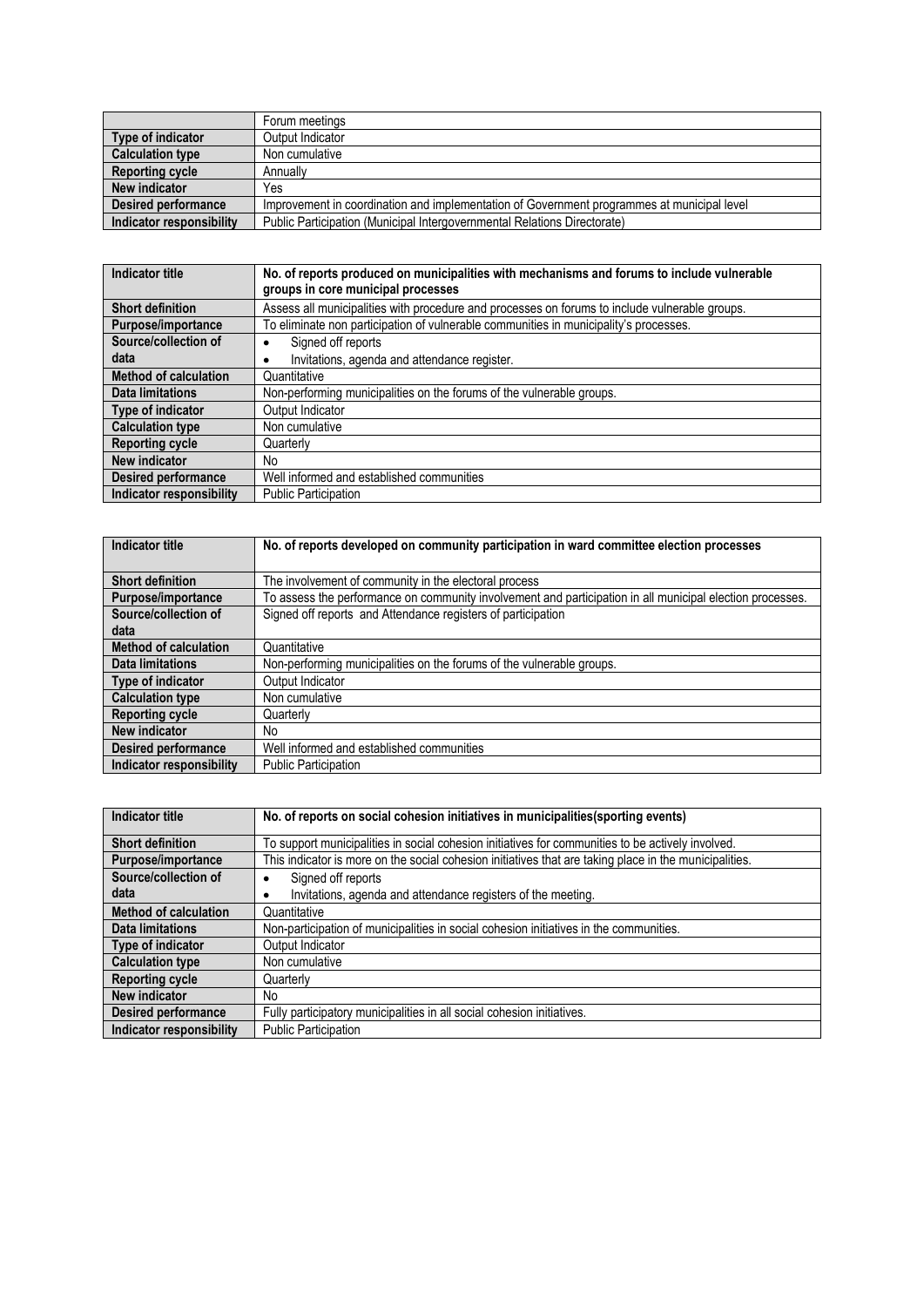| | |
|---|---|
| | Forum meetings |
| **Type of indicator** | Output Indicator |
| **Calculation type** | Non cumulative |
| **Reporting cycle** | Annually |
| **New indicator** | Yes |
| **Desired performance** | Improvement in coordination and implementation of Government programmes at municipal level |
| **Indicator responsibility** | Public Participation (Municipal Intergovernmental Relations Directorate) |

| **Indicator title** | **No. of reports produced on municipalities with mechanisms and forums to include vulnerable groups in core municipal processes** |
|---|---|
| **Short definition** | Assess all municipalities with procedure and processes on forums to include vulnerable groups. |
| **Purpose/importance** | To eliminate non participation of vulnerable communities in municipality's processes. |
| **Source/collection of data** | • Signed off reports<br>• Invitations, agenda and attendance register. |
| **Method of calculation** | Quantitative |
| **Data limitations** | Non-performing municipalities on the forums of the vulnerable groups. |
| **Type of indicator** | Output Indicator |
| **Calculation type** | Non cumulative |
| **Reporting cycle** | Quarterly |
| **New indicator** | No |
| **Desired performance** | Well informed and established communities |
| **Indicator responsibility** | Public Participation |

| **Indicator title** | **No. of reports developed on community participation in ward committee election processes** |
|---|---|
| **Short definition** | The involvement of community in the electoral process |
| **Purpose/importance** | To assess the performance on community involvement and participation in all municipal election processes. |
| **Source/collection of data** | Signed off reports and Attendance registers of participation |
| **Method of calculation** | Quantitative |
| **Data limitations** | Non-performing municipalities on the forums of the vulnerable groups. |
| **Type of indicator** | Output Indicator |
| **Calculation type** | Non cumulative |
| **Reporting cycle** | Quarterly |
| **New indicator** | No |
| **Desired performance** | Well informed and established communities |
| **Indicator responsibility** | Public Participation |

| **Indicator title** | **No. of reports on social cohesion initiatives in municipalities(sporting events)** |
|---|---|
| **Short definition** | To support municipalities in social cohesion initiatives for communities to be actively involved. |
| **Purpose/importance** | This indicator is more on the social cohesion initiatives that are taking place in the municipalities. |
| **Source/collection of data** | • Signed off reports<br>• Invitations, agenda and attendance registers of the meeting. |
| **Method of calculation** | Quantitative |
| **Data limitations** | Non-participation of municipalities in social cohesion initiatives in the communities. |
| **Type of indicator** | Output Indicator |
| **Calculation type** | Non cumulative |
| **Reporting cycle** | Quarterly |
| **New indicator** | No |
| **Desired performance** | Fully participatory municipalities in all social cohesion initiatives. |
| **Indicator responsibility** | Public Participation |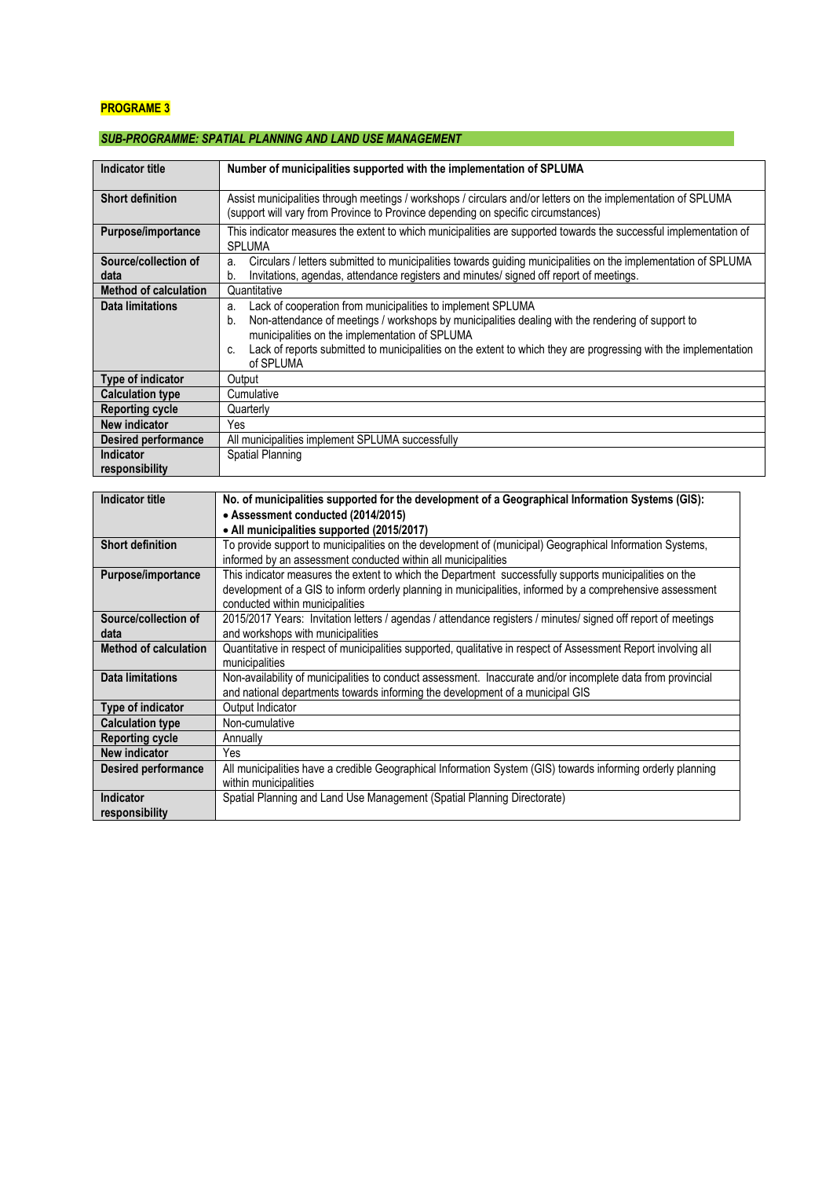**PROGRAME 3**

***SUB-PROGRAMME: SPATIAL PLANNING AND LAND USE MANAGEMENT***

| | |
|---|---|
| **Indicator title** | **Number of municipalities supported with the implementation of SPLUMA** |
| **Short definition** | Assist municipalities through meetings / workshops / circulars and/or letters on the implementation of SPLUMA (support will vary from Province to Province depending on specific circumstances) |
| **Purpose/importance** | This indicator measures the extent to which municipalities are supported towards the successful implementation of SPLUMA |
| **Source/collection of data** | a. Circulars / letters submitted to municipalities towards guiding municipalities on the implementation of SPLUMA<br>b. Invitations, agendas, attendance registers and minutes/ signed off report of meetings. |
| **Method of calculation** | Quantitative |
| **Data limitations** | a. Lack of cooperation from municipalities to implement SPLUMA<br>b. Non-attendance of meetings / workshops by municipalities dealing with the rendering of support to municipalities on the implementation of SPLUMA<br>c. Lack of reports submitted to municipalities on the extent to which they are progressing with the implementation of SPLUMA |
| **Type of indicator** | Output |
| **Calculation type** | Cumulative |
| **Reporting cycle** | Quarterly |
| **New indicator** | Yes |
| **Desired performance** | All municipalities implement SPLUMA successfully |
| **Indicator responsibility** | Spatial Planning |

| | |
|---|---|
| **Indicator title** | **No. of municipalities supported for the development of a Geographical Information Systems (GIS):**<br>**• Assessment conducted (2014/2015)**<br>**• All municipalities supported (2015/2017)** |
| **Short definition** | To provide support to municipalities on the development of (municipal) Geographical Information Systems, informed by an assessment conducted within all municipalities |
| **Purpose/importance** | This indicator measures the extent to which the Department successfully supports municipalities on the development of a GIS to inform orderly planning in municipalities, informed by a comprehensive assessment conducted within municipalities |
| **Source/collection of data** | 2015/2017 Years: Invitation letters / agendas / attendance registers / minutes/ signed off report of meetings and workshops with municipalities |
| **Method of calculation** | Quantitative in respect of municipalities supported, qualitative in respect of Assessment Report involving all municipalities |
| **Data limitations** | Non-availability of municipalities to conduct assessment. Inaccurate and/or incomplete data from provincial and national departments towards informing the development of a municipal GIS |
| **Type of indicator** | Output Indicator |
| **Calculation type** | Non-cumulative |
| **Reporting cycle** | Annually |
| **New indicator** | Yes |
| **Desired performance** | All municipalities have a credible Geographical Information System (GIS) towards informing orderly planning within municipalities |
| **Indicator responsibility** | Spatial Planning and Land Use Management (Spatial Planning Directorate) |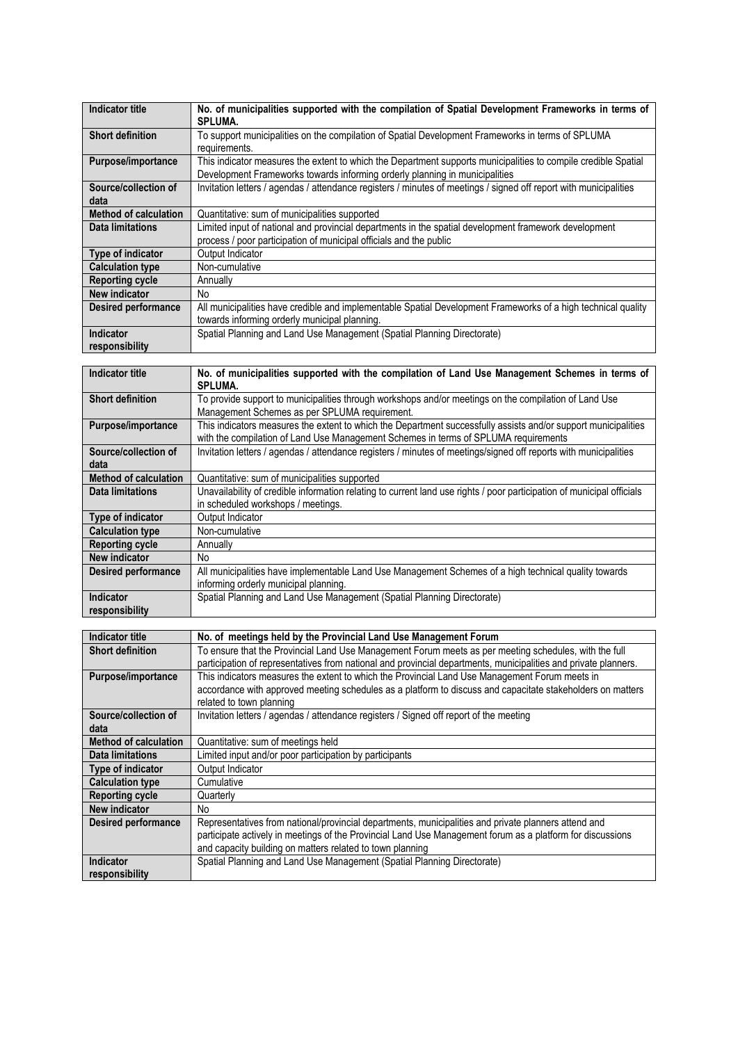| | |
|---|---|
| **Indicator title** | **No. of municipalities supported with the compilation of Spatial Development Frameworks in terms of SPLUMA.** |
| **Short definition** | To support municipalities on the compilation of Spatial Development Frameworks in terms of SPLUMA requirements. |
| **Purpose/importance** | This indicator measures the extent to which the Department supports municipalities to compile credible Spatial Development Frameworks towards informing orderly planning in municipalities |
| **Source/collection of data** | Invitation letters / agendas / attendance registers / minutes of meetings / signed off report with municipalities |
| **Method of calculation** | Quantitative: sum of municipalities supported |
| **Data limitations** | Limited input of national and provincial departments in the spatial development framework development process / poor participation of municipal officials and the public |
| **Type of indicator** | Output Indicator |
| **Calculation type** | Non-cumulative |
| **Reporting cycle** | Annually |
| **New indicator** | No |
| **Desired performance** | All municipalities have credible and implementable Spatial Development Frameworks of a high technical quality towards informing orderly municipal planning. |
| **Indicator responsibility** | Spatial Planning and Land Use Management (Spatial Planning Directorate) |

| | |
|---|---|
| **Indicator title** | **No. of municipalities supported with the compilation of Land Use Management Schemes in terms of SPLUMA.** |
| **Short definition** | To provide support to municipalities through workshops and/or meetings on the compilation of Land Use Management Schemes as per SPLUMA requirement. |
| **Purpose/importance** | This indicators measures the extent to which the Department successfully assists and/or support municipalities with the compilation of Land Use Management Schemes in terms of SPLUMA requirements |
| **Source/collection of data** | Invitation letters / agendas / attendance registers / minutes of meetings/signed off reports with municipalities |
| **Method of calculation** | Quantitative: sum of municipalities supported |
| **Data limitations** | Unavailability of credible information relating to current land use rights / poor participation of municipal officials in scheduled workshops / meetings. |
| **Type of indicator** | Output Indicator |
| **Calculation type** | Non-cumulative |
| **Reporting cycle** | Annually |
| **New indicator** | No |
| **Desired performance** | All municipalities have implementable Land Use Management Schemes of a high technical quality towards informing orderly municipal planning. |
| **Indicator responsibility** | Spatial Planning and Land Use Management (Spatial Planning Directorate) |

| | |
|---|---|
| **Indicator title** | **No. of meetings held by the Provincial Land Use Management Forum** |
| **Short definition** | To ensure that the Provincial Land Use Management Forum meets as per meeting schedules, with the full participation of representatives from national and provincial departments, municipalities and private planners. |
| **Purpose/importance** | This indicators measures the extent to which the Provincial Land Use Management Forum meets in accordance with approved meeting schedules as a platform to discuss and capacitate stakeholders on matters related to town planning |
| **Source/collection of data** | Invitation letters / agendas / attendance registers / Signed off report of the meeting |
| **Method of calculation** | Quantitative: sum of meetings held |
| **Data limitations** | Limited input and/or poor participation by participants |
| **Type of indicator** | Output Indicator |
| **Calculation type** | Cumulative |
| **Reporting cycle** | Quarterly |
| **New indicator** | No |
| **Desired performance** | Representatives from national/provincial departments, municipalities and private planners attend and participate actively in meetings of the Provincial Land Use Management forum as a platform for discussions and capacity building on matters related to town planning |
| **Indicator responsibility** | Spatial Planning and Land Use Management (Spatial Planning Directorate) |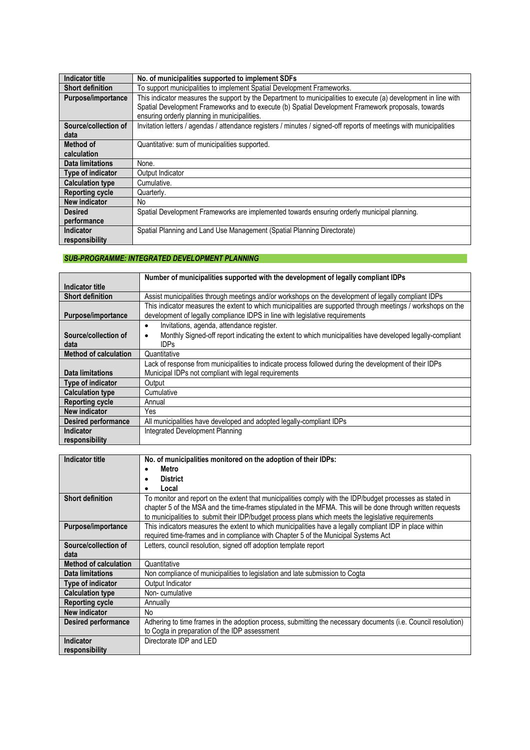| | |
|---|---|
| **Indicator title** | **No. of municipalities supported to implement SDFs** |
| **Short definition** | To support municipalities to implement Spatial Development Frameworks. |
| **Purpose/importance** | This indicator measures the support by the Department to municipalities to execute (a) development in line with Spatial Development Frameworks and to execute (b) Spatial Development Framework proposals, towards ensuring orderly planning in municipalities. |
| **Source/collection of data** | Invitation letters / agendas / attendance registers / minutes / signed-off reports of meetings with municipalities |
| **Method of calculation** | Quantitative: sum of municipalities supported. |
| **Data limitations** | None. |
| **Type of indicator** | Output Indicator |
| **Calculation type** | Cumulative. |
| **Reporting cycle** | Quarterly. |
| **New indicator** | No |
| **Desired performance** | Spatial Development Frameworks are implemented towards ensuring orderly municipal planning. |
| **Indicator responsibility** | Spatial Planning and Land Use Management (Spatial Planning Directorate) |

***SUB-PROGRAMME: INTEGRATED DEVELOPMENT PLANNING***

| | |
|---|---|
| **Indicator title** | **Number of municipalities supported with the development of legally compliant IDPs** |
| **Short definition** | Assist municipalities through meetings and/or workshops on the development of legally compliant IDPs |
| **Purpose/importance** | This indicator measures the extent to which municipalities are supported through meetings / workshops on the development of legally compliance IDPS in line with legislative requirements |
| **Source/collection of data** | • Invitations, agenda, attendance register.<br>• Monthly Signed-off report indicating the extent to which municipalities have developed legally-compliant IDPs |
| **Method of calculation** | Quantitative |
| **Data limitations** | Lack of response from municipalities to indicate process followed during the development of their IDPs<br>Municipal IDPs not compliant with legal requirements |
| **Type of indicator** | Output |
| **Calculation type** | Cumulative |
| **Reporting cycle** | Annual |
| **New indicator** | Yes |
| **Desired performance** | All municipalities have developed and adopted legally-compliant IDPs |
| **Indicator responsibility** | Integrated Development Planning |

| | |
|---|---|
| **Indicator title** | **No. of municipalities monitored on the adoption of their IDPs:**<br>• **Metro**<br>• **District**<br>• **Local** |
| **Short definition** | To monitor and report on the extent that municipalities comply with the IDP/budget processes as stated in chapter 5 of the MSA and the time-frames stipulated in the MFMA. This will be done through written requests to municipalities to submit their IDP/budget process plans which meets the legislative requirements |
| **Purpose/importance** | This indicators measures the extent to which municipalities have a legally compliant IDP in place within required time-frames and in compliance with Chapter 5 of the Municipal Systems Act |
| **Source/collection of data** | Letters, council resolution, signed off adoption template report |
| **Method of calculation** | Quantitative |
| **Data limitations** | Non compliance of municipalities to legislation and late submission to Cogta |
| **Type of indicator** | Output Indicator |
| **Calculation type** | Non- cumulative |
| **Reporting cycle** | Annually |
| **New indicator** | No |
| **Desired performance** | Adhering to time frames in the adoption process, submitting the necessary documents (i.e. Council resolution) to Cogta in preparation of the IDP assessment |
| **Indicator responsibility** | Directorate IDP and LED |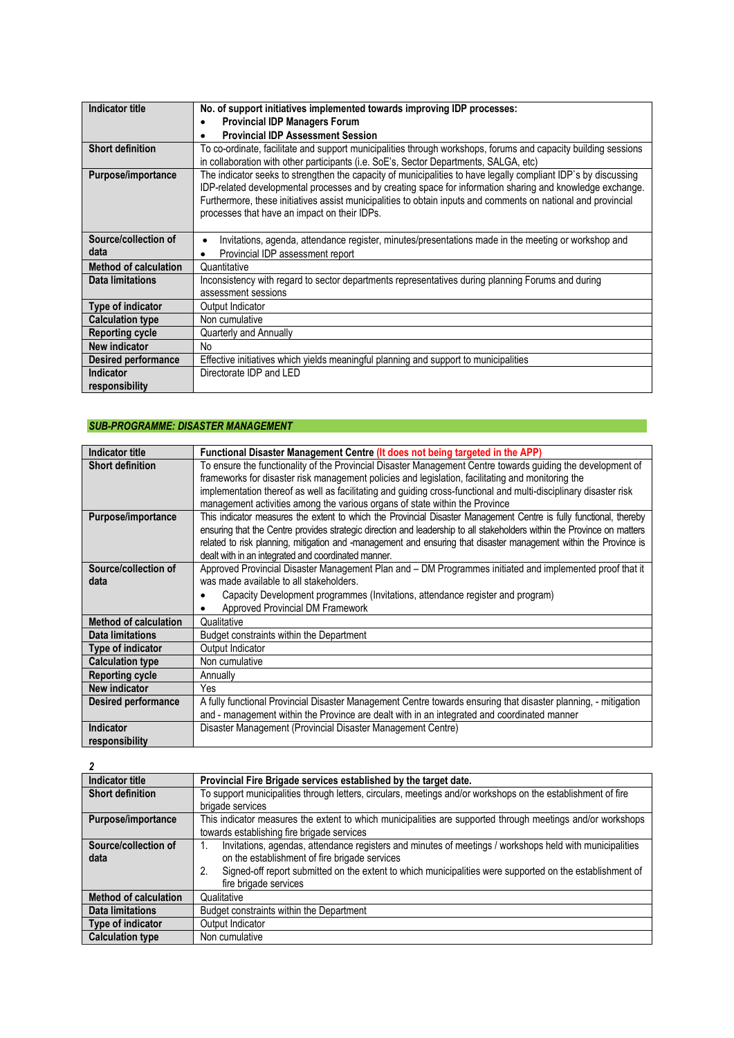| | |
|---|---|
| **Indicator title** | **No. of support initiatives implemented towards improving IDP processes:**<br>• **Provincial IDP Managers Forum**<br>• **Provincial IDP Assessment Session** |
| **Short definition** | To co-ordinate, facilitate and support municipalities through workshops, forums and capacity building sessions in collaboration with other participants (i.e. SoE's, Sector Departments, SALGA, etc) |
| **Purpose/importance** | The indicator seeks to strengthen the capacity of municipalities to have legally compliant IDP`s by discussing IDP-related developmental processes and by creating space for information sharing and knowledge exchange. Furthermore, these initiatives assist municipalities to obtain inputs and comments on national and provincial processes that have an impact on their IDPs. |
| **Source/collection of data** | • Invitations, agenda, attendance register, minutes/presentations made in the meeting or workshop and<br>• Provincial IDP assessment report |
| **Method of calculation** | Quantitative |
| **Data limitations** | Inconsistency with regard to sector departments representatives during planning Forums and during assessment sessions |
| **Type of indicator** | Output Indicator |
| **Calculation type** | Non cumulative |
| **Reporting cycle** | Quarterly and Annually |
| **New indicator** | No |
| **Desired performance** | Effective initiatives which yields meaningful planning and support to municipalities |
| **Indicator responsibility** | Directorate IDP and LED |

***SUB-PROGRAMME: DISASTER MANAGEMENT***

| | |
|---|---|
| **Indicator title** | **Functional Disaster Management Centre (It does not being targeted in the APP)** |
| **Short definition** | To ensure the functionality of the Provincial Disaster Management Centre towards guiding the development of frameworks for disaster risk management policies and legislation, facilitating and monitoring the implementation thereof as well as facilitating and guiding cross-functional and multi-disciplinary disaster risk management activities among the various organs of state within the Province |
| **Purpose/importance** | This indicator measures the extent to which the Provincial Disaster Management Centre is fully functional, thereby ensuring that the Centre provides strategic direction and leadership to all stakeholders within the Province on matters related to risk planning, mitigation and -management and ensuring that disaster management within the Province is dealt with in an integrated and coordinated manner. |
| **Source/collection of data** | Approved Provincial Disaster Management Plan and – DM Programmes initiated and implemented proof that it was made available to all stakeholders.<br>• Capacity Development programmes (Invitations, attendance register and program)<br>• Approved Provincial DM Framework |
| **Method of calculation** | Qualitative |
| **Data limitations** | Budget constraints within the Department |
| **Type of indicator** | Output Indicator |
| **Calculation type** | Non cumulative |
| **Reporting cycle** | Annually |
| **New indicator** | Yes |
| **Desired performance** | A fully functional Provincial Disaster Management Centre towards ensuring that disaster planning, - mitigation and - management within the Province are dealt with in an integrated and coordinated manner |
| **Indicator responsibility** | Disaster Management (Provincial Disaster Management Centre) |

***2***

| | |
|---|---|
| **Indicator title** | **Provincial Fire Brigade services established by the target date.** |
| **Short definition** | To support municipalities through letters, circulars, meetings and/or workshops on the establishment of fire brigade services |
| **Purpose/importance** | This indicator measures the extent to which municipalities are supported through meetings and/or workshops towards establishing fire brigade services |
| **Source/collection of data** | 1. Invitations, agendas, attendance registers and minutes of meetings / workshops held with municipalities on the establishment of fire brigade services<br>2. Signed-off report submitted on the extent to which municipalities were supported on the establishment of fire brigade services |
| **Method of calculation** | Qualitative |
| **Data limitations** | Budget constraints within the Department |
| **Type of indicator** | Output Indicator |
| **Calculation type** | Non cumulative |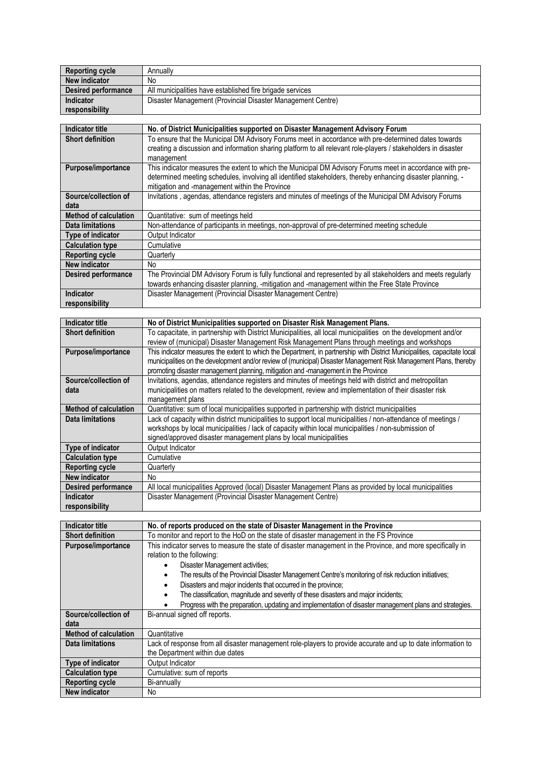| | |
|---|---|
| **Reporting cycle** | Annually |
| **New indicator** | No |
| **Desired performance** | All municipalities have established fire brigade services |
| **Indicator responsibility** | Disaster Management (Provincial Disaster Management Centre) |

| **Indicator title** | **No. of District Municipalities supported on Disaster Management Advisory Forum** |
|---|---|
| **Short definition** | To ensure that the Municipal DM Advisory Forums meet in accordance with pre-determined dates towards creating a discussion and information sharing platform to all relevant role-players / stakeholders in disaster management |
| **Purpose/importance** | This indicator measures the extent to which the Municipal DM Advisory Forums meet in accordance with pre-determined meeting schedules, involving all identified stakeholders, thereby enhancing disaster planning, -mitigation and -management within the Province |
| **Source/collection of data** | Invitations , agendas, attendance registers and minutes of meetings of the Municipal DM Advisory Forums |
| **Method of calculation** | Quantitative: sum of meetings held |
| **Data limitations** | Non-attendance of participants in meetings, non-approval of pre-determined meeting schedule |
| **Type of indicator** | Output Indicator |
| **Calculation type** | Cumulative |
| **Reporting cycle** | Quarterly |
| **New indicator** | No |
| **Desired performance** | The Provincial DM Advisory Forum is fully functional and represented by all stakeholders and meets regularly towards enhancing disaster planning, -mitigation and -management within the Free State Province |
| **Indicator responsibility** | Disaster Management (Provincial Disaster Management Centre) |

| **Indicator title** | **No of District Municipalities supported on Disaster Risk Management Plans.** |
|---|---|
| **Short definition** | To capacitate, in partnership with District Municipalities, all local municipalities on the development and/or review of (municipal) Disaster Management Risk Management Plans through meetings and workshops |
| **Purpose/importance** | This indicator measures the extent to which the Department, in partnership with District Municipalities, capacitate local municipalities on the development and/or review of (municipal) Disaster Management Risk Management Plans, thereby promoting disaster management planning, mitigation and -management in the Province |
| **Source/collection of data** | Invitations, agendas, attendance registers and minutes of meetings held with district and metropolitan municipalities on matters related to the development, review and implementation of their disaster risk management plans |
| **Method of calculation** | Quantitative: sum of local municipalities supported in partnership with district municipalities |
| **Data limitations** | Lack of capacity within district municipalities to support local municipalities / non-attendance of meetings / workshops by local municipalities / lack of capacity within local municipalities / non-submission of signed/approved disaster management plans by local municipalities |
| **Type of indicator** | Output Indicator |
| **Calculation type** | Cumulative |
| **Reporting cycle** | Quarterly |
| **New indicator** | No |
| **Desired performance** | All local municipalities Approved (local) Disaster Management Plans as provided by local municipalities |
| **Indicator responsibility** | Disaster Management (Provincial Disaster Management Centre) |

| **Indicator title** | **No. of reports produced on the state of Disaster Management in the Province** |
|---|---|
| **Short definition** | To monitor and report to the HoD on the state of disaster management in the FS Province |
| **Purpose/importance** | This indicator serves to measure the state of disaster management in the Province, and more specifically in relation to the following: <br>• Disaster Management activities; <br>• The results of the Provincial Disaster Management Centre's monitoring of risk reduction initiatives; <br>• Disasters and major incidents that occurred in the province; <br>• The classification, magnitude and severity of these disasters and major incidents; <br>• Progress with the preparation, updating and implementation of disaster management plans and strategies. |
| **Source/collection of data** | Bi-annual signed off reports. |
| **Method of calculation** | Quantitative |
| **Data limitations** | Lack of response from all disaster management role-players to provide accurate and up to date information to the Department within due dates |
| **Type of indicator** | Output Indicator |
| **Calculation type** | Cumulative: sum of reports |
| **Reporting cycle** | Bi-annually |
| **New indicator** | No |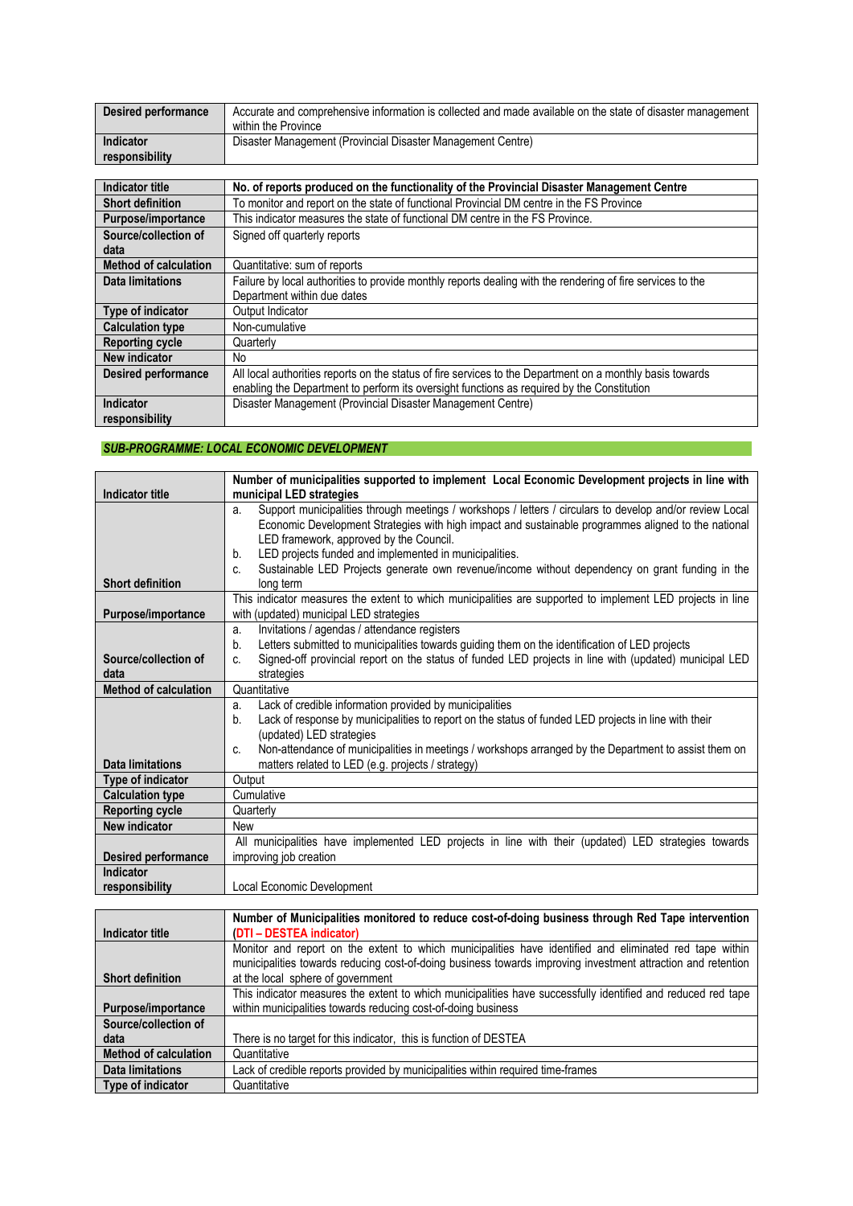| | |
|---|---|
| **Desired performance** | Accurate and comprehensive information is collected and made available on the state of disaster management within the Province |
| **Indicator responsibility** | Disaster Management (Provincial Disaster Management Centre) |

| **Indicator title** | **No. of reports produced on the functionality of the Provincial Disaster Management Centre** |
|---|---|
| **Short definition** | To monitor and report on the state of functional Provincial DM centre in the FS Province |
| **Purpose/importance** | This indicator measures the state of functional DM centre in the FS Province. |
| **Source/collection of data** | Signed off quarterly reports |
| **Method of calculation** | Quantitative: sum of reports |
| **Data limitations** | Failure by local authorities to provide monthly reports dealing with the rendering of fire services to the Department within due dates |
| **Type of indicator** | Output Indicator |
| **Calculation type** | Non-cumulative |
| **Reporting cycle** | Quarterly |
| **New indicator** | No |
| **Desired performance** | All local authorities reports on the status of fire services to the Department on a monthly basis towards enabling the Department to perform its oversight functions as required by the Constitution |
| **Indicator responsibility** | Disaster Management (Provincial Disaster Management Centre) |

***SUB-PROGRAMME: LOCAL ECONOMIC DEVELOPMENT***

| **Indicator title** | **Number of municipalities supported to implement Local Economic Development projects in line with municipal LED strategies** |
|---|---|
| **Short definition** | a. Support municipalities through meetings / workshops / letters / circulars to develop and/or review Local Economic Development Strategies with high impact and sustainable programmes aligned to the national LED framework, approved by the Council.<br>b. LED projects funded and implemented in municipalities.<br>c. Sustainable LED Projects generate own revenue/income without dependency on grant funding in the long term |
| **Purpose/importance** | This indicator measures the extent to which municipalities are supported to implement LED projects in line with (updated) municipal LED strategies |
| **Source/collection of data** | a. Invitations / agendas / attendance registers<br>b. Letters submitted to municipalities towards guiding them on the identification of LED projects<br>c. Signed-off provincial report on the status of funded LED projects in line with (updated) municipal LED strategies |
| **Method of calculation** | Quantitative |
| **Data limitations** | a. Lack of credible information provided by municipalities<br>b. Lack of response by municipalities to report on the status of funded LED projects in line with their (updated) LED strategies<br>c. Non-attendance of municipalities in meetings / workshops arranged by the Department to assist them on matters related to LED (e.g. projects / strategy) |
| **Type of indicator** | Output |
| **Calculation type** | Cumulative |
| **Reporting cycle** | Quarterly |
| **New indicator** | New |
| **Desired performance** | All municipalities have implemented LED projects in line with their (updated) LED strategies towards improving job creation |
| **Indicator responsibility** | Local Economic Development |

| **Indicator title** | **Number of Municipalities monitored to reduce cost-of-doing business through Red Tape intervention (DTI – DESTEA indicator)** |
|---|---|
| **Short definition** | Monitor and report on the extent to which municipalities have identified and eliminated red tape within municipalities towards reducing cost-of-doing business towards improving investment attraction and retention at the local sphere of government |
| **Purpose/importance** | This indicator measures the extent to which municipalities have successfully identified and reduced red tape within municipalities towards reducing cost-of-doing business |
| **Source/collection of data** | There is no target for this indicator, this is function of DESTEA |
| **Method of calculation** | Quantitative |
| **Data limitations** | Lack of credible reports provided by municipalities within required time-frames |
| **Type of indicator** | Quantitative |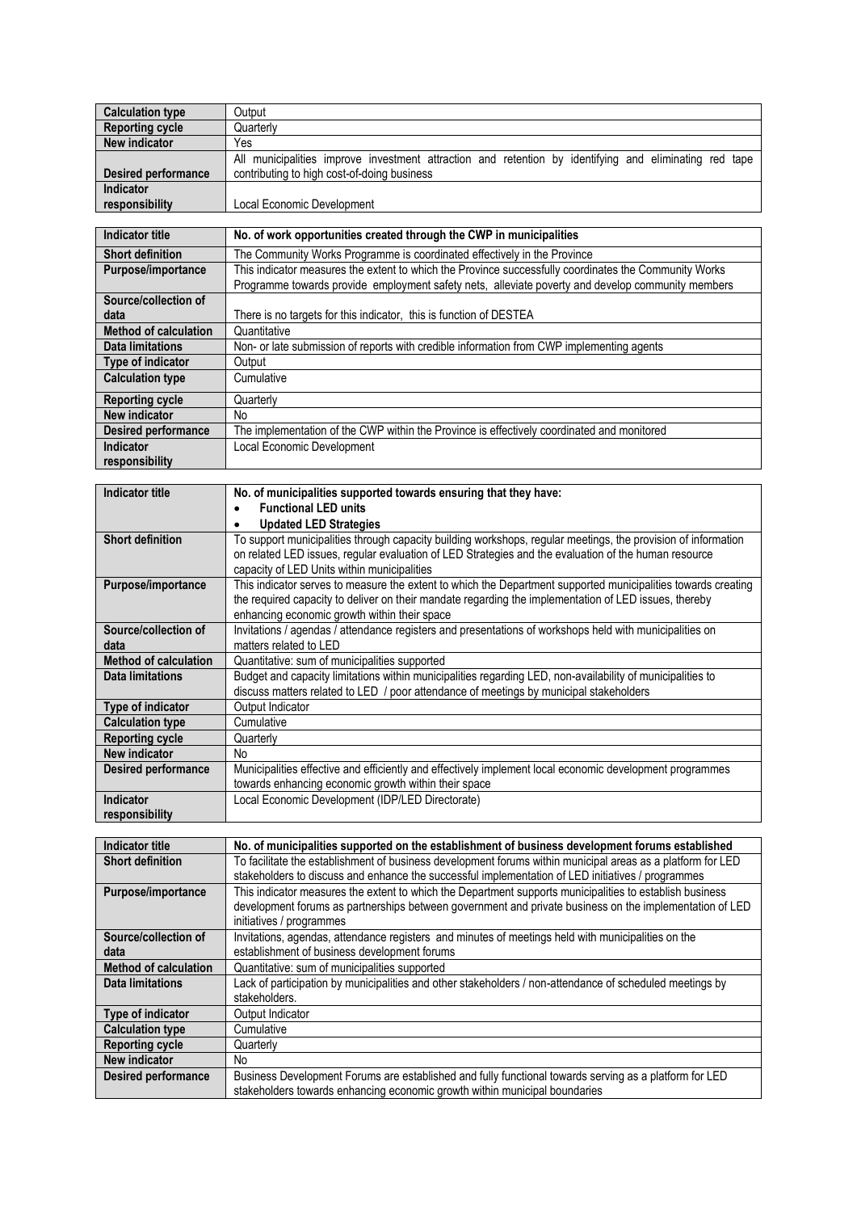| | |
|---|---|
| **Calculation type** | Output |
| **Reporting cycle** | Quarterly |
| **New indicator** | Yes |
| **Desired performance** | All municipalities improve investment attraction and retention by identifying and eliminating red tape contributing to high cost-of-doing business |
| **Indicator responsibility** | Local Economic Development |

| **Indicator title** | **No. of work opportunities created through the CWP in municipalities** |
|---|---|
| **Short definition** | The Community Works Programme is coordinated effectively in the Province |
| **Purpose/importance** | This indicator measures the extent to which the Province successfully coordinates the Community Works Programme towards provide employment safety nets, alleviate poverty and develop community members |
| **Source/collection of data** | There is no targets for this indicator, this is function of DESTEA |
| **Method of calculation** | Quantitative |
| **Data limitations** | Non- or late submission of reports with credible information from CWP implementing agents |
| **Type of indicator** | Output |
| **Calculation type** | Cumulative |
| **Reporting cycle** | Quarterly |
| **New indicator** | No |
| **Desired performance** | The implementation of the CWP within the Province is effectively coordinated and monitored |
| **Indicator responsibility** | Local Economic Development |

| **Indicator title** | **No. of municipalities supported towards ensuring that they have:** <br>• **Functional LED units** <br>• **Updated LED Strategies** |
|---|---|
| **Short definition** | To support municipalities through capacity building workshops, regular meetings, the provision of information on related LED issues, regular evaluation of LED Strategies and the evaluation of the human resource capacity of LED Units within municipalities |
| **Purpose/importance** | This indicator serves to measure the extent to which the Department supported municipalities towards creating the required capacity to deliver on their mandate regarding the implementation of LED issues, thereby enhancing economic growth within their space |
| **Source/collection of data** | Invitations / agendas / attendance registers and presentations of workshops held with municipalities on matters related to LED |
| **Method of calculation** | Quantitative: sum of municipalities supported |
| **Data limitations** | Budget and capacity limitations within municipalities regarding LED, non-availability of municipalities to discuss matters related to LED / poor attendance of meetings by municipal stakeholders |
| **Type of indicator** | Output Indicator |
| **Calculation type** | Cumulative |
| **Reporting cycle** | Quarterly |
| **New indicator** | No |
| **Desired performance** | Municipalities effective and efficiently and effectively implement local economic development programmes towards enhancing economic growth within their space |
| **Indicator responsibility** | Local Economic Development (IDP/LED Directorate) |

| **Indicator title** | **No. of municipalities supported on the establishment of business development forums established** |
|---|---|
| **Short definition** | To facilitate the establishment of business development forums within municipal areas as a platform for LED stakeholders to discuss and enhance the successful implementation of LED initiatives / programmes |
| **Purpose/importance** | This indicator measures the extent to which the Department supports municipalities to establish business development forums as partnerships between government and private business on the implementation of LED initiatives / programmes |
| **Source/collection of data** | Invitations, agendas, attendance registers and minutes of meetings held with municipalities on the establishment of business development forums |
| **Method of calculation** | Quantitative: sum of municipalities supported |
| **Data limitations** | Lack of participation by municipalities and other stakeholders / non-attendance of scheduled meetings by stakeholders. |
| **Type of indicator** | Output Indicator |
| **Calculation type** | Cumulative |
| **Reporting cycle** | Quarterly |
| **New indicator** | No |
| **Desired performance** | Business Development Forums are established and fully functional towards serving as a platform for LED stakeholders towards enhancing economic growth within municipal boundaries |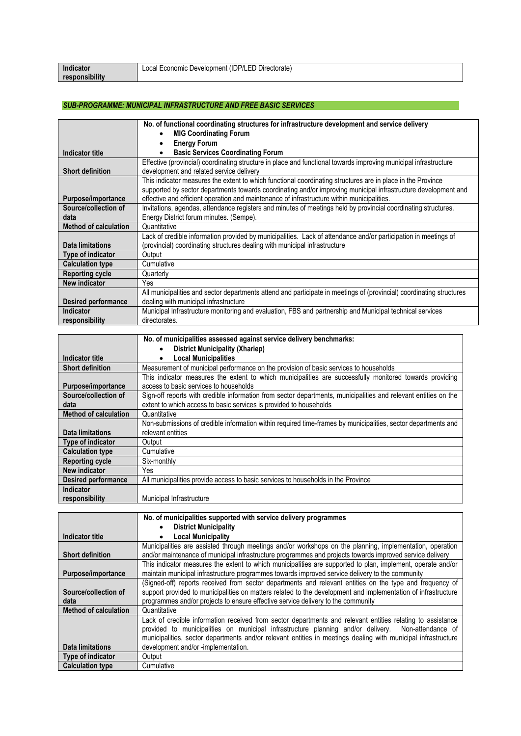| | |
|---|---|
| **Indicator responsibility** | Local Economic Development (IDP/LED Directorate) |

***SUB-PROGRAMME: MUNICIPAL INFRASTRUCTURE AND FREE BASIC SERVICES***

| | |
|---|---|
| **Indicator title** | **No. of functional coordinating structures for infrastructure development and service delivery**<br>• **MIG Coordinating Forum**<br>• **Energy Forum**<br>• **Basic Services Coordinating Forum** |
| **Short definition** | Effective (provincial) coordinating structure in place and functional towards improving municipal infrastructure development and related service delivery |
| **Purpose/importance** | This indicator measures the extent to which functional coordinating structures are in place in the Province supported by sector departments towards coordinating and/or improving municipal infrastructure development and effective and efficient operation and maintenance of infrastructure within municipalities. |
| **Source/collection of data** | Invitations, agendas, attendance registers and minutes of meetings held by provincial coordinating structures. Energy District forum minutes. (Sempe). |
| **Method of calculation** | Quantitative |
| **Data limitations** | Lack of credible information provided by municipalities. Lack of attendance and/or participation in meetings of (provincial) coordinating structures dealing with municipal infrastructure |
| **Type of indicator** | Output |
| **Calculation type** | Cumulative |
| **Reporting cycle** | Quarterly |
| **New indicator** | Yes |
| **Desired performance** | All municipalities and sector departments attend and participate in meetings of (provincial) coordinating structures dealing with municipal infrastructure |
| **Indicator responsibility** | Municipal Infrastructure monitoring and evaluation, FBS and partnership and Municipal technical services directorates. |

| | |
|---|---|
| **Indicator title** | **No. of municipalities assessed against service delivery benchmarks:**<br>• **District Municipality (Xhariep)**<br>• **Local Municipalities** |
| **Short definition** | Measurement of municipal performance on the provision of basic services to households |
| **Purpose/importance** | This indicator measures the extent to which municipalities are successfully monitored towards providing access to basic services to households |
| **Source/collection of data** | Sign-off reports with credible information from sector departments, municipalities and relevant entities on the extent to which access to basic services is provided to households |
| **Method of calculation** | Quantitative |
| **Data limitations** | Non-submissions of credible information within required time-frames by municipalities, sector departments and relevant entities |
| **Type of indicator** | Output |
| **Calculation type** | Cumulative |
| **Reporting cycle** | Six-monthly |
| **New indicator** | Yes |
| **Desired performance** | All municipalities provide access to basic services to households in the Province |
| **Indicator responsibility** | Municipal Infrastructure |

| | |
|---|---|
| **Indicator title** | **No. of municipalities supported with service delivery programmes**<br>• **District Municipality**<br>• **Local Municipality** |
| **Short definition** | Municipalities are assisted through meetings and/or workshops on the planning, implementation, operation and/or maintenance of municipal infrastructure programmes and projects towards improved service delivery |
| **Purpose/importance** | This indicator measures the extent to which municipalities are supported to plan, implement, operate and/or maintain municipal infrastructure programmes towards improved service delivery to the community |
| **Source/collection of data** | (Signed-off) reports received from sector departments and relevant entities on the type and frequency of support provided to municipalities on matters related to the development and implementation of infrastructure programmes and/or projects to ensure effective service delivery to the community |
| **Method of calculation** | Quantitative |
| **Data limitations** | Lack of credible information received from sector departments and relevant entities relating to assistance provided to municipalities on municipal infrastructure planning and/or delivery. Non-attendance of municipalities, sector departments and/or relevant entities in meetings dealing with municipal infrastructure development and/or -implementation. |
| **Type of indicator** | Output |
| **Calculation type** | Cumulative |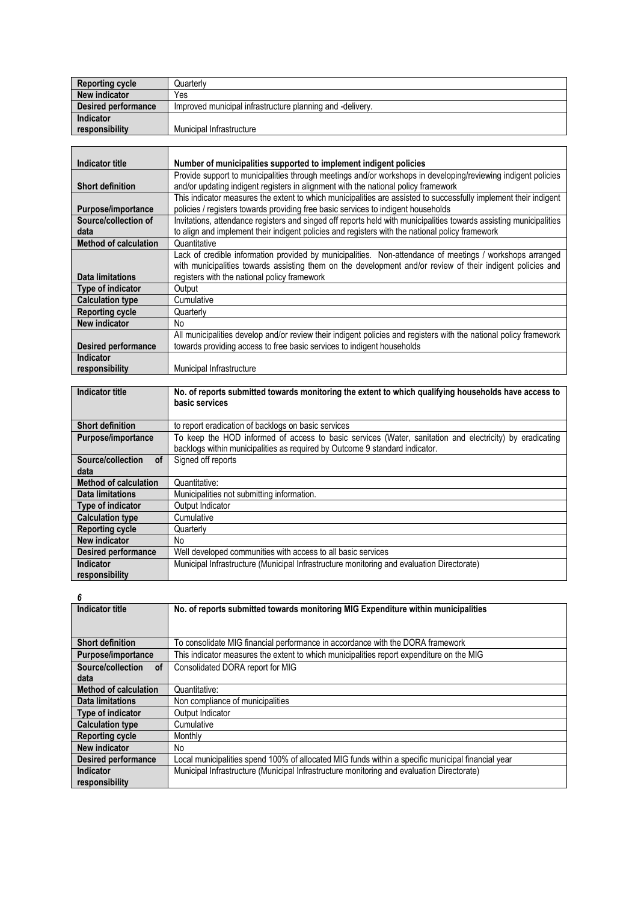| | |
|---|---|
| **Reporting cycle** | Quarterly |
| **New indicator** | Yes |
| **Desired performance** | Improved municipal infrastructure planning and -delivery. |
| **Indicator responsibility** | Municipal Infrastructure |

| | |
|---|---|
| **Indicator title** | **Number of municipalities supported to implement indigent policies** |
| **Short definition** | Provide support to municipalities through meetings and/or workshops in developing/reviewing indigent policies and/or updating indigent registers in alignment with the national policy framework |
| **Purpose/importance** | This indicator measures the extent to which municipalities are assisted to successfully implement their indigent policies / registers towards providing free basic services to indigent households |
| **Source/collection of data** | Invitations, attendance registers and singed off reports held with municipalities towards assisting municipalities to align and implement their indigent policies and registers with the national policy framework |
| **Method of calculation** | Quantitative |
| **Data limitations** | Lack of credible information provided by municipalities. Non-attendance of meetings / workshops arranged with municipalities towards assisting them on the development and/or review of their indigent policies and registers with the national policy framework |
| **Type of indicator** | Output |
| **Calculation type** | Cumulative |
| **Reporting cycle** | Quarterly |
| **New indicator** | No |
| **Desired performance** | All municipalities develop and/or review their indigent policies and registers with the national policy framework towards providing access to free basic services to indigent households |
| **Indicator responsibility** | Municipal Infrastructure |

| | |
|---|---|
| **Indicator title** | **No. of reports submitted towards monitoring the extent to which qualifying households have access to basic services** |
| **Short definition** | to report eradication of backlogs on basic services |
| **Purpose/importance** | To keep the HOD informed of access to basic services (Water, sanitation and electricity) by eradicating backlogs within municipalities as required by Outcome 9 standard indicator. |
| **Source/collection of data** | Signed off reports |
| **Method of calculation** | Quantitative: |
| **Data limitations** | Municipalities not submitting information. |
| **Type of indicator** | Output Indicator |
| **Calculation type** | Cumulative |
| **Reporting cycle** | Quarterly |
| **New indicator** | No |
| **Desired performance** | Well developed communities with access to all basic services |
| **Indicator responsibility** | Municipal Infrastructure (Municipal Infrastructure monitoring and evaluation Directorate) |

*6*

| | |
|---|---|
| **Indicator title** | **No. of reports submitted towards monitoring MIG Expenditure within municipalities** |
| **Short definition** | To consolidate MIG financial performance in accordance with the DORA framework |
| **Purpose/importance** | This indicator measures the extent to which municipalities report expenditure on the MIG |
| **Source/collection of data** | Consolidated DORA report for MIG |
| **Method of calculation** | Quantitative: |
| **Data limitations** | Non compliance of municipalities |
| **Type of indicator** | Output Indicator |
| **Calculation type** | Cumulative |
| **Reporting cycle** | Monthly |
| **New indicator** | No |
| **Desired performance** | Local municipalities spend 100% of allocated MIG funds within a specific municipal financial year |
| **Indicator responsibility** | Municipal Infrastructure (Municipal Infrastructure monitoring and evaluation Directorate) |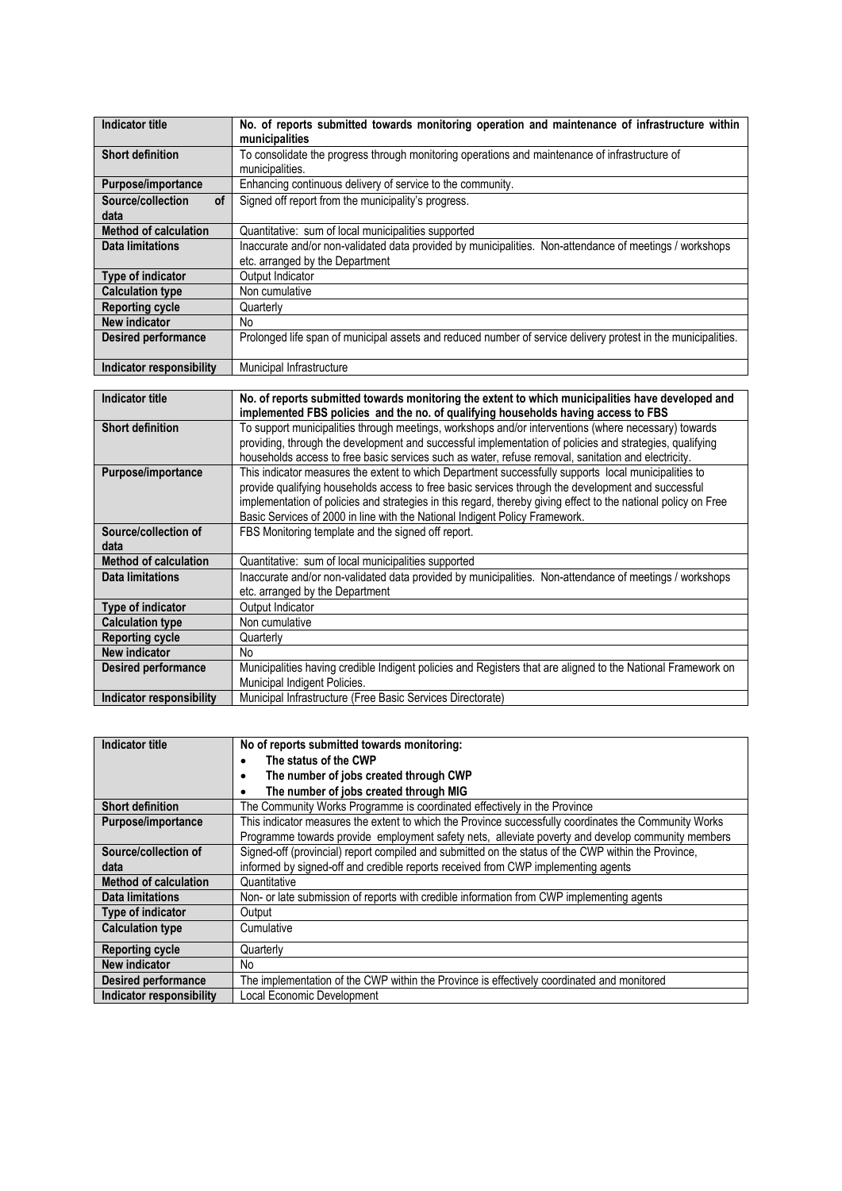| | |
|---|---|
| **Indicator title** | **No. of reports submitted towards monitoring operation and maintenance of infrastructure within municipalities** |
| **Short definition** | To consolidate the progress through monitoring operations and maintenance of infrastructure of municipalities. |
| **Purpose/importance** | Enhancing continuous delivery of service to the community. |
| **Source/collection of data** | Signed off report from the municipality's progress. |
| **Method of calculation** | Quantitative: sum of local municipalities supported |
| **Data limitations** | Inaccurate and/or non-validated data provided by municipalities. Non-attendance of meetings / workshops etc. arranged by the Department |
| **Type of indicator** | Output Indicator |
| **Calculation type** | Non cumulative |
| **Reporting cycle** | Quarterly |
| **New indicator** | No |
| **Desired performance** | Prolonged life span of municipal assets and reduced number of service delivery protest in the municipalities. |
| **Indicator responsibility** | Municipal Infrastructure |

| | |
|---|---|
| **Indicator title** | **No. of reports submitted towards monitoring the extent to which municipalities have developed and implemented FBS policies and the no. of qualifying households having access to FBS** |
| **Short definition** | To support municipalities through meetings, workshops and/or interventions (where necessary) towards providing, through the development and successful implementation of policies and strategies, qualifying households access to free basic services such as water, refuse removal, sanitation and electricity. |
| **Purpose/importance** | This indicator measures the extent to which Department successfully supports local municipalities to provide qualifying households access to free basic services through the development and successful implementation of policies and strategies in this regard, thereby giving effect to the national policy on Free Basic Services of 2000 in line with the National Indigent Policy Framework. |
| **Source/collection of data** | FBS Monitoring template and the signed off report. |
| **Method of calculation** | Quantitative: sum of local municipalities supported |
| **Data limitations** | Inaccurate and/or non-validated data provided by municipalities. Non-attendance of meetings / workshops etc. arranged by the Department |
| **Type of indicator** | Output Indicator |
| **Calculation type** | Non cumulative |
| **Reporting cycle** | Quarterly |
| **New indicator** | No |
| **Desired performance** | Municipalities having credible Indigent policies and Registers that are aligned to the National Framework on Municipal Indigent Policies. |
| **Indicator responsibility** | Municipal Infrastructure (Free Basic Services Directorate) |

| | |
|---|---|
| **Indicator title** | **No of reports submitted towards monitoring:**<br>• **The status of the CWP**<br>• **The number of jobs created through CWP**<br>• **The number of jobs created through MIG** |
| **Short definition** | The Community Works Programme is coordinated effectively in the Province |
| **Purpose/importance** | This indicator measures the extent to which the Province successfully coordinates the Community Works Programme towards provide employment safety nets, alleviate poverty and develop community members |
| **Source/collection of data** | Signed-off (provincial) report compiled and submitted on the status of the CWP within the Province, informed by signed-off and credible reports received from CWP implementing agents |
| **Method of calculation** | Quantitative |
| **Data limitations** | Non- or late submission of reports with credible information from CWP implementing agents |
| **Type of indicator** | Output |
| **Calculation type** | Cumulative |
| **Reporting cycle** | Quarterly |
| **New indicator** | No |
| **Desired performance** | The implementation of the CWP within the Province is effectively coordinated and monitored |
| **Indicator responsibility** | Local Economic Development |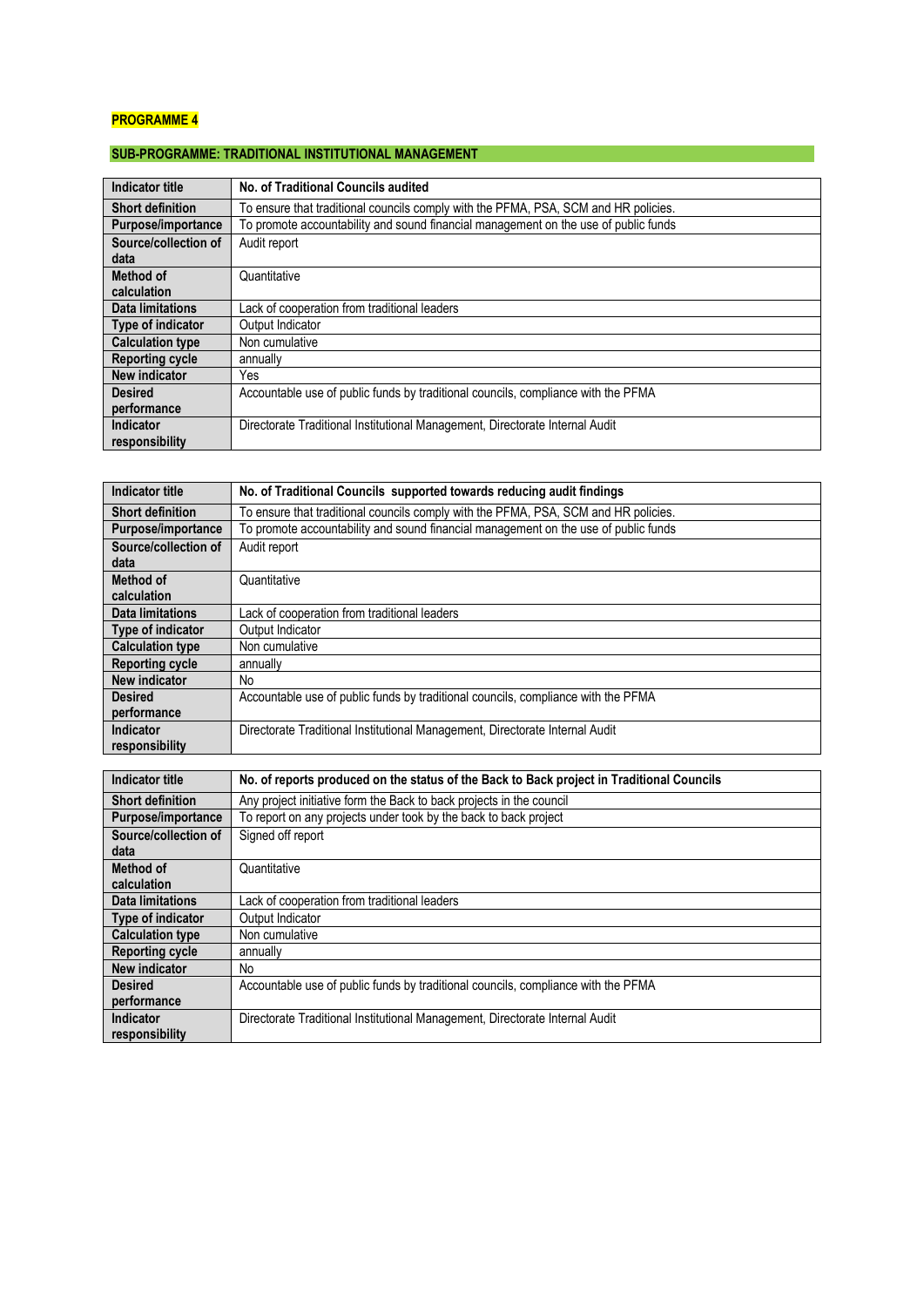**PROGRAMME 4**

**SUB-PROGRAMME: TRADITIONAL INSTITUTIONAL MANAGEMENT**

| **Indicator title** | **No. of Traditional Councils audited** |
|---|---|
| **Short definition** | To ensure that traditional councils comply with the PFMA, PSA, SCM and HR policies. |
| **Purpose/importance** | To promote accountability and sound financial management on the use of public funds |
| **Source/collection of data** | Audit report |
| **Method of calculation** | Quantitative |
| **Data limitations** | Lack of cooperation from traditional leaders |
| **Type of indicator** | Output Indicator |
| **Calculation type** | Non cumulative |
| **Reporting cycle** | annually |
| **New indicator** | Yes |
| **Desired performance** | Accountable use of public funds by traditional councils, compliance with the PFMA |
| **Indicator responsibility** | Directorate Traditional Institutional Management, Directorate Internal Audit |

| **Indicator title** | **No. of Traditional Councils supported towards reducing audit findings** |
|---|---|
| **Short definition** | To ensure that traditional councils comply with the PFMA, PSA, SCM and HR policies. |
| **Purpose/importance** | To promote accountability and sound financial management on the use of public funds |
| **Source/collection of data** | Audit report |
| **Method of calculation** | Quantitative |
| **Data limitations** | Lack of cooperation from traditional leaders |
| **Type of indicator** | Output Indicator |
| **Calculation type** | Non cumulative |
| **Reporting cycle** | annually |
| **New indicator** | No |
| **Desired performance** | Accountable use of public funds by traditional councils, compliance with the PFMA |
| **Indicator responsibility** | Directorate Traditional Institutional Management, Directorate Internal Audit |

| **Indicator title** | **No. of reports produced on the status of the Back to Back project in Traditional Councils** |
|---|---|
| **Short definition** | Any project initiative form the Back to back projects in the council |
| **Purpose/importance** | To report on any projects under took by the back to back project |
| **Source/collection of data** | Signed off report |
| **Method of calculation** | Quantitative |
| **Data limitations** | Lack of cooperation from traditional leaders |
| **Type of indicator** | Output Indicator |
| **Calculation type** | Non cumulative |
| **Reporting cycle** | annually |
| **New indicator** | No |
| **Desired performance** | Accountable use of public funds by traditional councils, compliance with the PFMA |
| **Indicator responsibility** | Directorate Traditional Institutional Management, Directorate Internal Audit |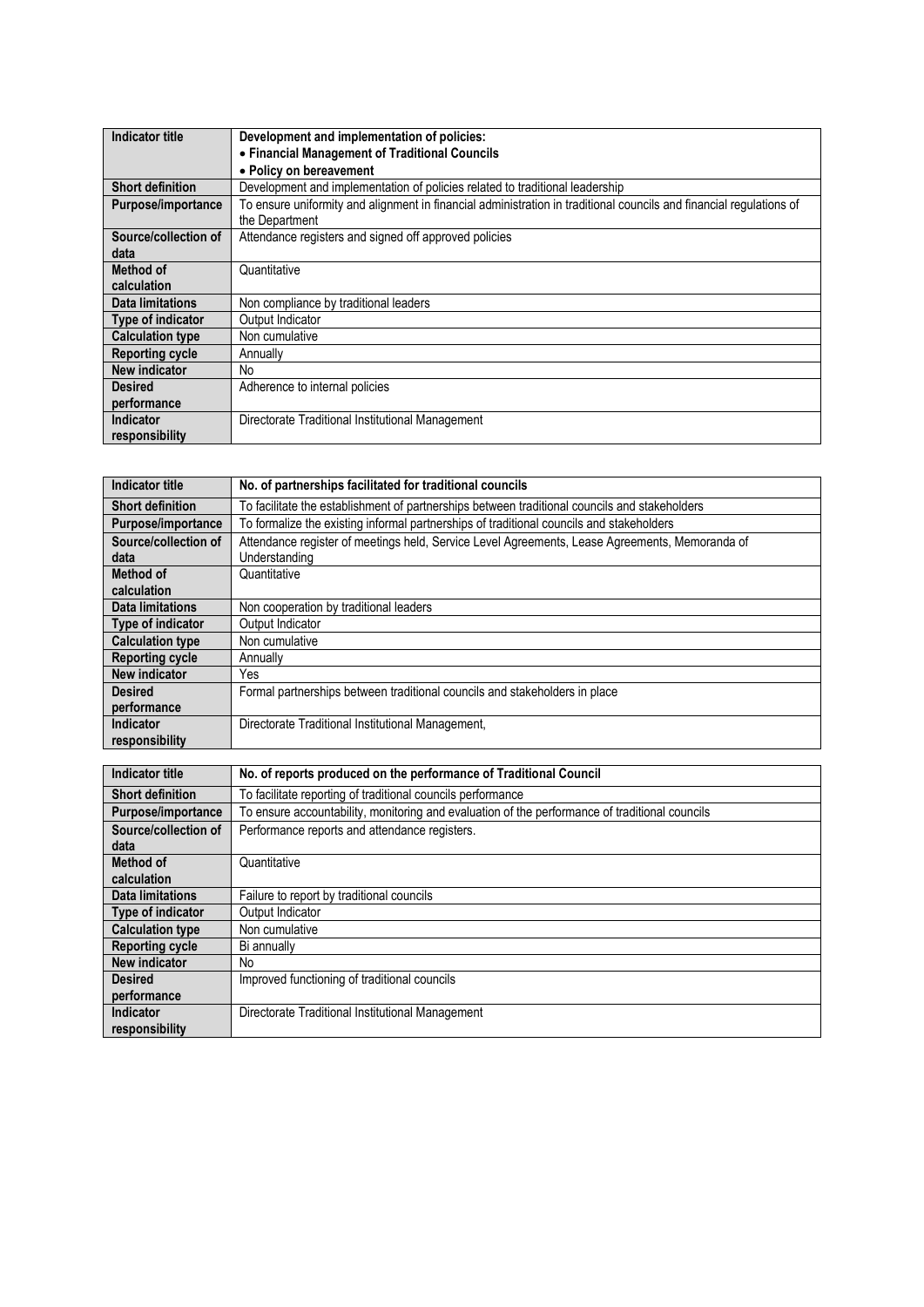| | |
|---|---|
| **Indicator title** | **Development and implementation of policies:**<br>• **Financial Management of Traditional Councils**<br>• **Policy on bereavement** |
| **Short definition** | Development and implementation of policies related to traditional leadership |
| **Purpose/importance** | To ensure uniformity and alignment in financial administration in traditional councils and financial regulations of the Department |
| **Source/collection of data** | Attendance registers and signed off approved policies |
| **Method of calculation** | Quantitative |
| **Data limitations** | Non compliance by traditional leaders |
| **Type of indicator** | Output Indicator |
| **Calculation type** | Non cumulative |
| **Reporting cycle** | Annually |
| **New indicator** | No |
| **Desired performance** | Adherence to internal policies |
| **Indicator responsibility** | Directorate Traditional Institutional Management |

| | |
|---|---|
| **Indicator title** | **No. of partnerships facilitated for traditional councils** |
| **Short definition** | To facilitate the establishment of partnerships between traditional councils and stakeholders |
| **Purpose/importance** | To formalize the existing informal partnerships of traditional councils and stakeholders |
| **Source/collection of data** | Attendance register of meetings held, Service Level Agreements, Lease Agreements, Memoranda of Understanding |
| **Method of calculation** | Quantitative |
| **Data limitations** | Non cooperation by traditional leaders |
| **Type of indicator** | Output Indicator |
| **Calculation type** | Non cumulative |
| **Reporting cycle** | Annually |
| **New indicator** | Yes |
| **Desired performance** | Formal partnerships between traditional councils and stakeholders in place |
| **Indicator responsibility** | Directorate Traditional Institutional Management, |

| | |
|---|---|
| **Indicator title** | **No. of reports produced on the performance of Traditional Council** |
| **Short definition** | To facilitate reporting of traditional councils performance |
| **Purpose/importance** | To ensure accountability, monitoring and evaluation of the performance of traditional councils |
| **Source/collection of data** | Performance reports and attendance registers. |
| **Method of calculation** | Quantitative |
| **Data limitations** | Failure to report by traditional councils |
| **Type of indicator** | Output Indicator |
| **Calculation type** | Non cumulative |
| **Reporting cycle** | Bi annually |
| **New indicator** | No |
| **Desired performance** | Improved functioning of traditional councils |
| **Indicator responsibility** | Directorate Traditional Institutional Management |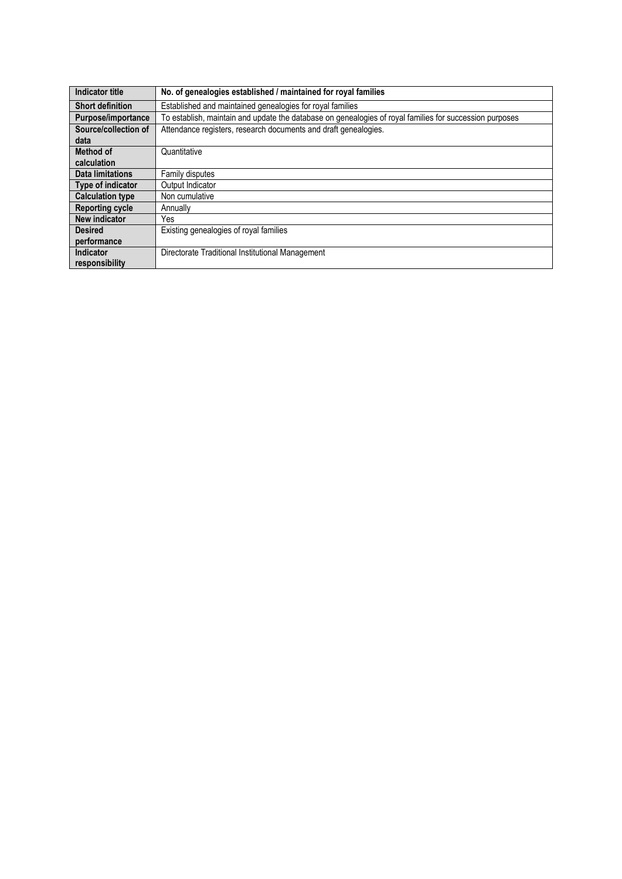| | |
|---|---|
| **Indicator title** | **No. of genealogies established / maintained for royal families** |
| **Short definition** | Established and maintained genealogies for royal families |
| **Purpose/importance** | To establish, maintain and update the database on genealogies of royal families for succession purposes |
| **Source/collection of data** | Attendance registers, research documents and draft genealogies. |
| **Method of calculation** | Quantitative |
| **Data limitations** | Family disputes |
| **Type of indicator** | Output Indicator |
| **Calculation type** | Non cumulative |
| **Reporting cycle** | Annually |
| **New indicator** | Yes |
| **Desired performance** | Existing genealogies of royal families |
| **Indicator responsibility** | Directorate Traditional Institutional Management |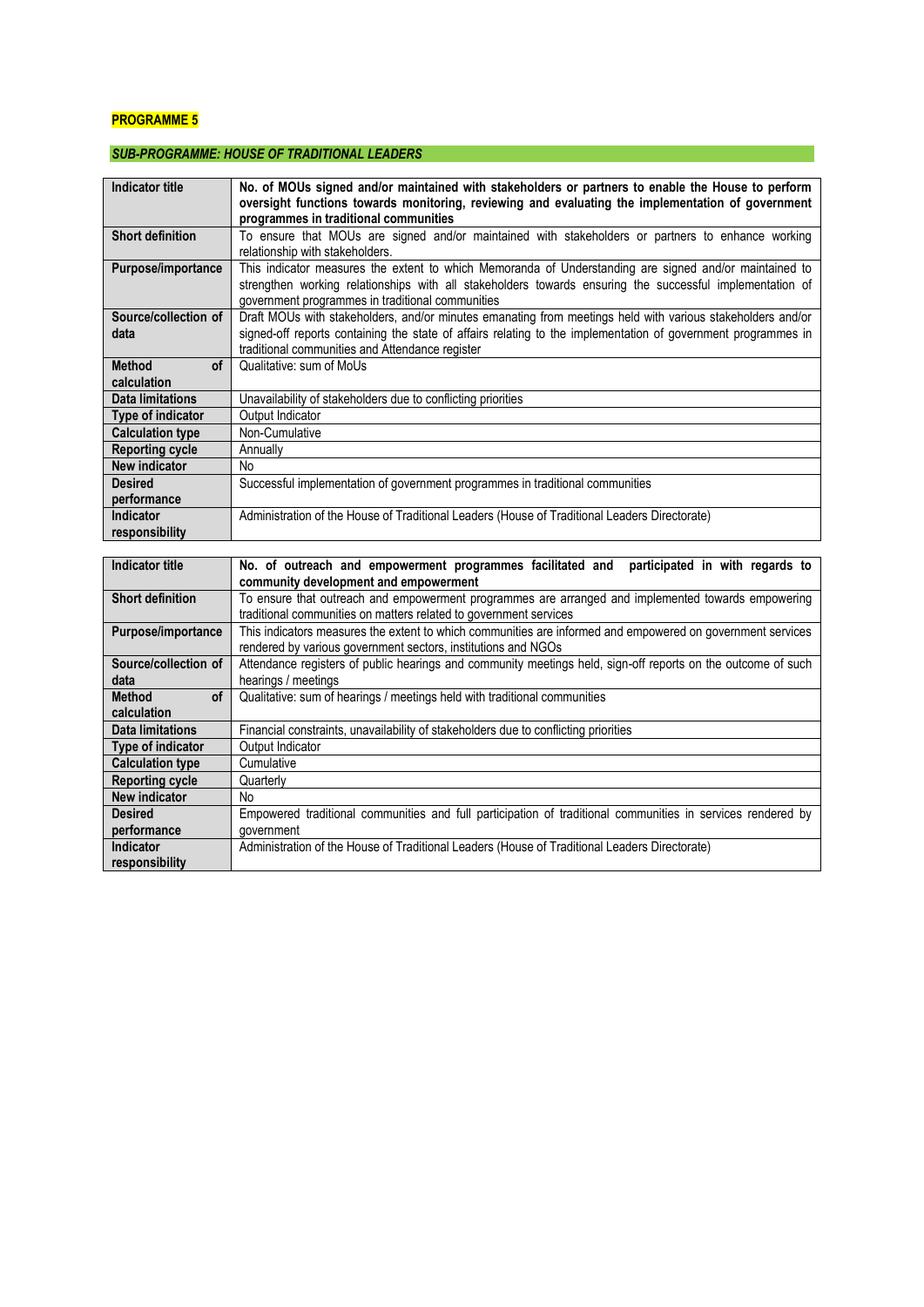**PROGRAMME 5**

***SUB-PROGRAMME: HOUSE OF TRADITIONAL LEADERS***

| | |
|---|---|
| **Indicator title** | **No. of MOUs signed and/or maintained with stakeholders or partners to enable the House to perform oversight functions towards monitoring, reviewing and evaluating the implementation of government programmes in traditional communities** |
| **Short definition** | To ensure that MOUs are signed and/or maintained with stakeholders or partners to enhance working relationship with stakeholders. |
| **Purpose/importance** | This indicator measures the extent to which Memoranda of Understanding are signed and/or maintained to strengthen working relationships with all stakeholders towards ensuring the successful implementation of government programmes in traditional communities |
| **Source/collection of data** | Draft MOUs with stakeholders, and/or minutes emanating from meetings held with various stakeholders and/or signed-off reports containing the state of affairs relating to the implementation of government programmes in traditional communities and Attendance register |
| **Method of calculation** | Qualitative: sum of MoUs |
| **Data limitations** | Unavailability of stakeholders due to conflicting priorities |
| **Type of indicator** | Output Indicator |
| **Calculation type** | Non-Cumulative |
| **Reporting cycle** | Annually |
| **New indicator** | No |
| **Desired performance** | Successful implementation of government programmes in traditional communities |
| **Indicator responsibility** | Administration of the House of Traditional Leaders (House of Traditional Leaders Directorate) |

| | |
|---|---|
| **Indicator title** | **No. of outreach and empowerment programmes facilitated and participated in with regards to community development and empowerment** |
| **Short definition** | To ensure that outreach and empowerment programmes are arranged and implemented towards empowering traditional communities on matters related to government services |
| **Purpose/importance** | This indicators measures the extent to which communities are informed and empowered on government services rendered by various government sectors, institutions and NGOs |
| **Source/collection of data** | Attendance registers of public hearings and community meetings held, sign-off reports on the outcome of such hearings / meetings |
| **Method of calculation** | Qualitative: sum of hearings / meetings held with traditional communities |
| **Data limitations** | Financial constraints, unavailability of stakeholders due to conflicting priorities |
| **Type of indicator** | Output Indicator |
| **Calculation type** | Cumulative |
| **Reporting cycle** | Quarterly |
| **New indicator** | No |
| **Desired performance** | Empowered traditional communities and full participation of traditional communities in services rendered by government |
| **Indicator responsibility** | Administration of the House of Traditional Leaders (House of Traditional Leaders Directorate) |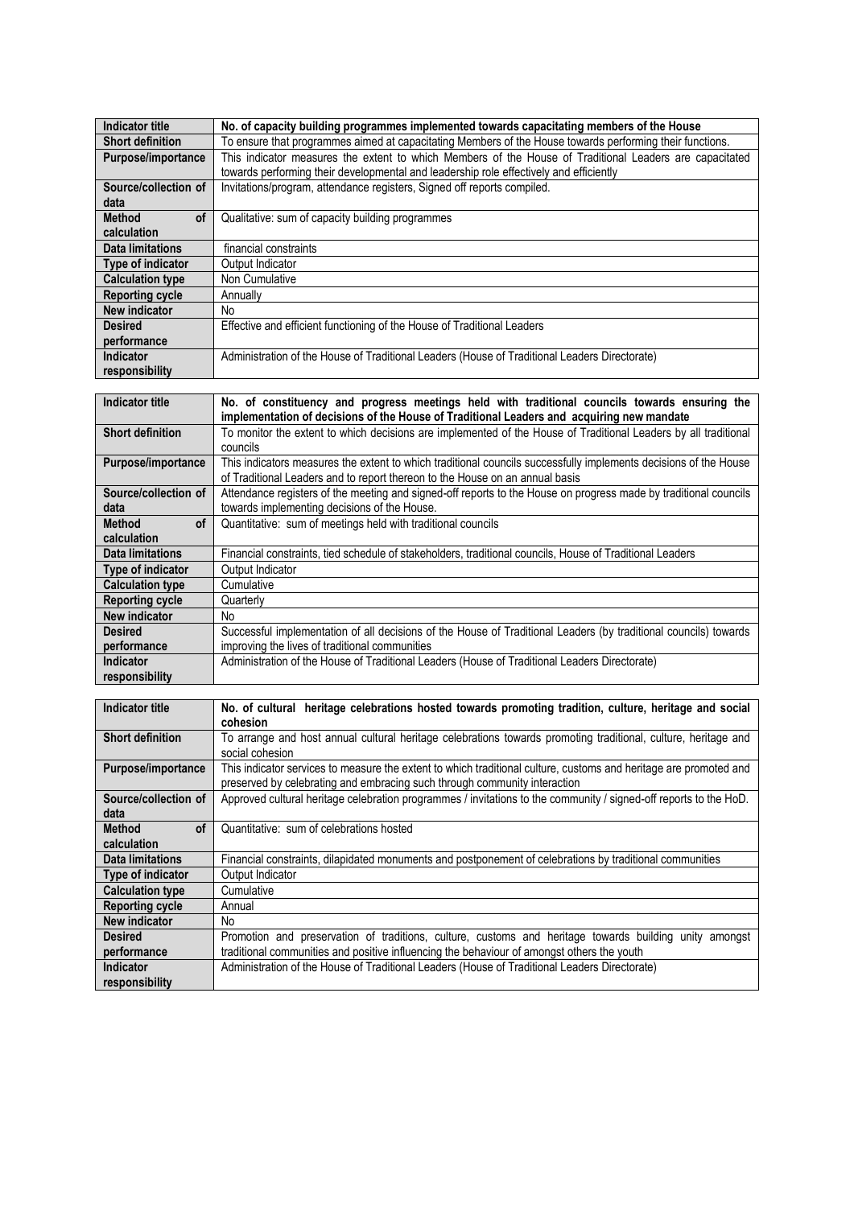| | |
|---|---|
| **Indicator title** | **No. of capacity building programmes implemented towards capacitating members of the House** |
| **Short definition** | To ensure that programmes aimed at capacitating Members of the House towards performing their functions. |
| **Purpose/importance** | This indicator measures the extent to which Members of the House of Traditional Leaders are capacitated towards performing their developmental and leadership role effectively and efficiently |
| **Source/collection of data** | Invitations/program, attendance registers, Signed off reports compiled. |
| **Method of calculation** | Qualitative: sum of capacity building programmes |
| **Data limitations** | financial constraints |
| **Type of indicator** | Output Indicator |
| **Calculation type** | Non Cumulative |
| **Reporting cycle** | Annually |
| **New indicator** | No |
| **Desired performance** | Effective and efficient functioning of the House of Traditional Leaders |
| **Indicator responsibility** | Administration of the House of Traditional Leaders (House of Traditional Leaders Directorate) |

| | |
|---|---|
| **Indicator title** | **No. of constituency and progress meetings held with traditional councils towards ensuring the implementation of decisions of the House of Traditional Leaders and acquiring new mandate** |
| **Short definition** | To monitor the extent to which decisions are implemented of the House of Traditional Leaders by all traditional councils |
| **Purpose/importance** | This indicators measures the extent to which traditional councils successfully implements decisions of the House of Traditional Leaders and to report thereon to the House on an annual basis |
| **Source/collection of data** | Attendance registers of the meeting and signed-off reports to the House on progress made by traditional councils towards implementing decisions of the House. |
| **Method of calculation** | Quantitative: sum of meetings held with traditional councils |
| **Data limitations** | Financial constraints, tied schedule of stakeholders, traditional councils, House of Traditional Leaders |
| **Type of indicator** | Output Indicator |
| **Calculation type** | Cumulative |
| **Reporting cycle** | Quarterly |
| **New indicator** | No |
| **Desired performance** | Successful implementation of all decisions of the House of Traditional Leaders (by traditional councils) towards improving the lives of traditional communities |
| **Indicator responsibility** | Administration of the House of Traditional Leaders (House of Traditional Leaders Directorate) |

| | |
|---|---|
| **Indicator title** | **No. of cultural heritage celebrations hosted towards promoting tradition, culture, heritage and social cohesion** |
| **Short definition** | To arrange and host annual cultural heritage celebrations towards promoting traditional, culture, heritage and social cohesion |
| **Purpose/importance** | This indicator services to measure the extent to which traditional culture, customs and heritage are promoted and preserved by celebrating and embracing such through community interaction |
| **Source/collection of data** | Approved cultural heritage celebration programmes / invitations to the community / signed-off reports to the HoD. |
| **Method of calculation** | Quantitative: sum of celebrations hosted |
| **Data limitations** | Financial constraints, dilapidated monuments and postponement of celebrations by traditional communities |
| **Type of indicator** | Output Indicator |
| **Calculation type** | Cumulative |
| **Reporting cycle** | Annual |
| **New indicator** | No |
| **Desired performance** | Promotion and preservation of traditions, culture, customs and heritage towards building unity amongst traditional communities and positive influencing the behaviour of amongst others the youth |
| **Indicator responsibility** | Administration of the House of Traditional Leaders (House of Traditional Leaders Directorate) |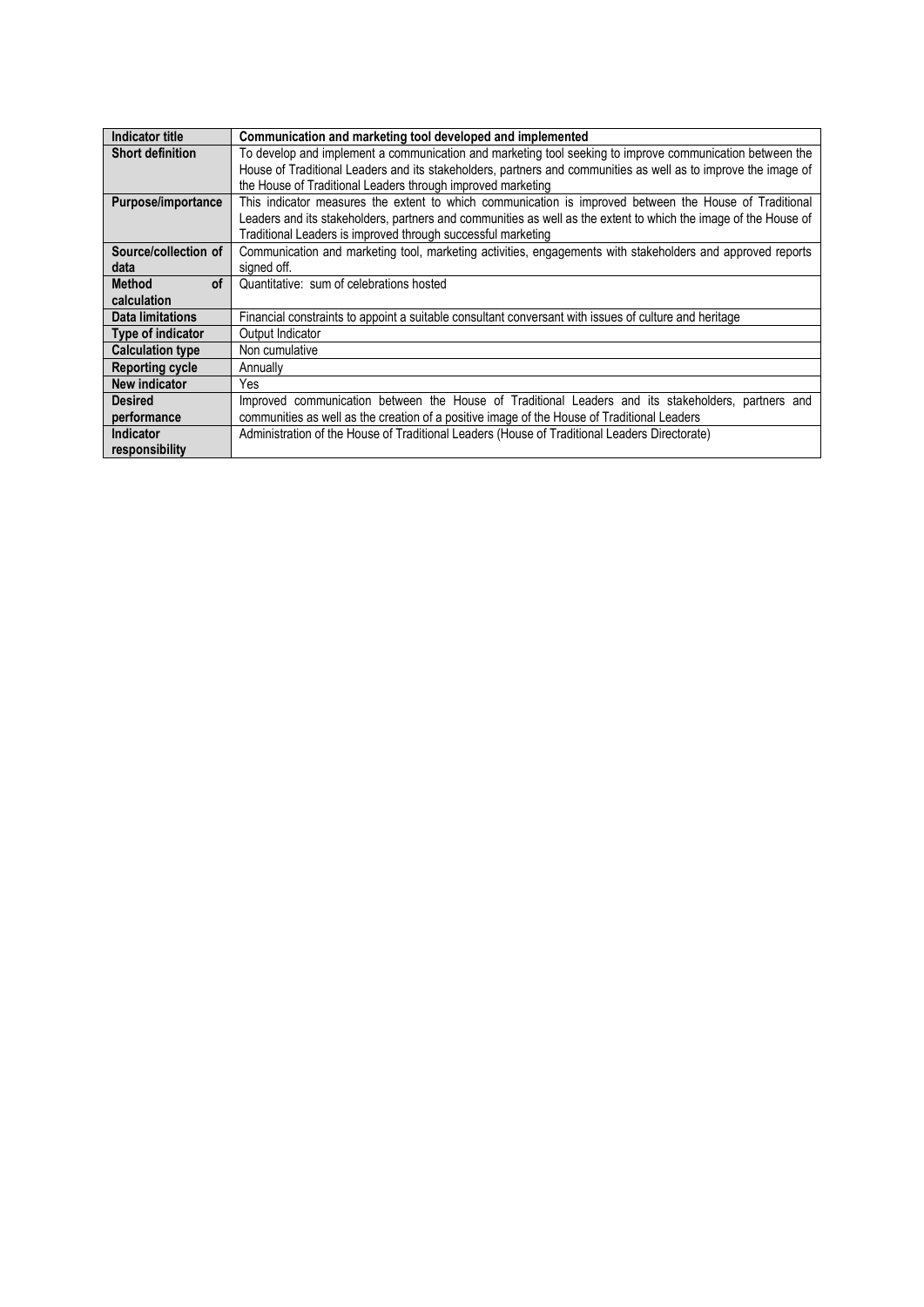| | |
|---|---|
| **Indicator title** | **Communication and marketing tool developed and implemented** |
| **Short definition** | To develop and implement a communication and marketing tool seeking to improve communication between the House of Traditional Leaders and its stakeholders, partners and communities as well as to improve the image of the House of Traditional Leaders through improved marketing |
| **Purpose/importance** | This indicator measures the extent to which communication is improved between the House of Traditional Leaders and its stakeholders, partners and communities as well as the extent to which the image of the House of Traditional Leaders is improved through successful marketing |
| **Source/collection of data** | Communication and marketing tool, marketing activities, engagements with stakeholders and approved reports signed off. |
| **Method of calculation** | Quantitative: sum of celebrations hosted |
| **Data limitations** | Financial constraints to appoint a suitable consultant conversant with issues of culture and heritage |
| **Type of indicator** | Output Indicator |
| **Calculation type** | Non cumulative |
| **Reporting cycle** | Annually |
| **New indicator** | Yes |
| **Desired performance** | Improved communication between the House of Traditional Leaders and its stakeholders, partners and communities as well as the creation of a positive image of the House of Traditional Leaders |
| **Indicator responsibility** | Administration of the House of Traditional Leaders (House of Traditional Leaders Directorate) |